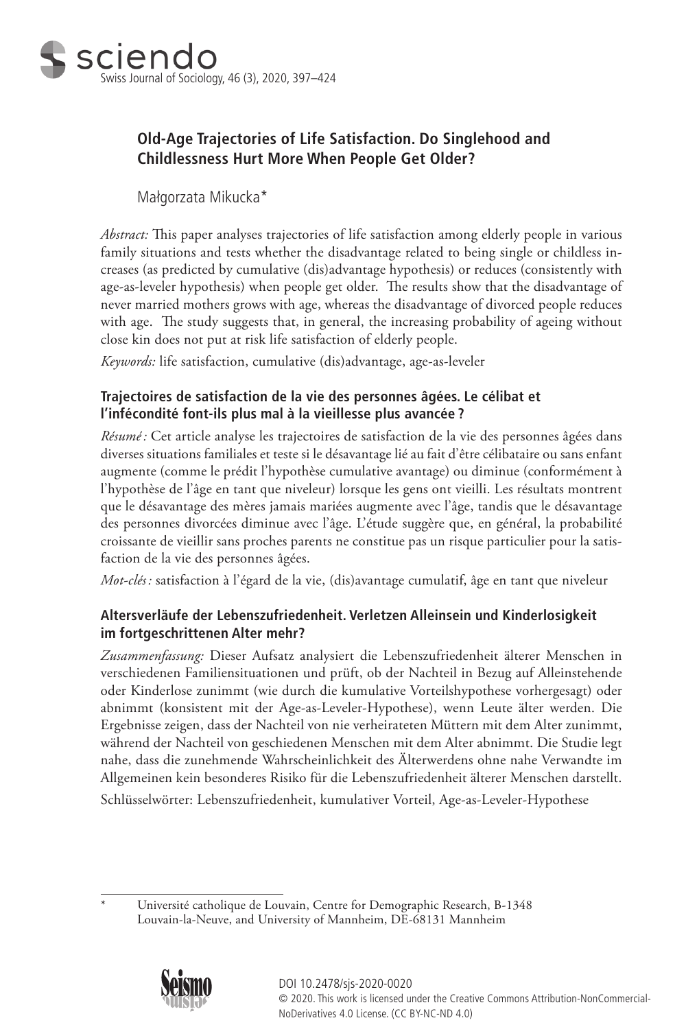# Old-Age Trajectories of Life Satisfaction. Do Singlehood and Childlessness Hurt More When People Get Older?

Małgorzata Mikucka*

*Abstract:* This paper analyses trajectories of life satisfaction among elderly people in various family situations and tests whether the disadvantage related to being single or childless increases (as predicted by cumulative (dis)advantage hypothesis) or reduces (consistently with age-as-leveler hypothesis) when people get older. The results show that the disadvantage of never married mothers grows with age, whereas the disadvantage of divorced people reduces with age. The study suggests that, in general, the increasing probability of ageing without close kin does not put at risk life satisfaction of elderly people.

*Keywords:* life satisfaction, cumulative (dis)advantage, age-as-leveler

## Trajectoires de satisfaction de la vie des personnes âgées. Le célibat et l'infécondité font-ils plus mal à la vieillesse plus avancée ?

*Résumé :* Cet article analyse les trajectoires de satisfaction de la vie des personnes âgées dans diverses situations familiales et teste si le désavantage lié au fait d'être célibataire ou sans enfant augmente (comme le prédit l'hypothèse cumulative avantage) ou diminue (conformément à l'hypothèse de l'âge en tant que niveleur) lorsque les gens ont vieilli. Les résultats montrent que le désavantage des mères jamais mariées augmente avec l'âge, tandis que le désavantage des personnes divorcées diminue avec l'âge. L'étude suggère que, en général, la probabilité croissante de vieillir sans proches parents ne constitue pas un risque particulier pour la satisfaction de la vie des personnes âgées.

*Mot-clés :* satisfaction à l'égard de la vie, (dis)avantage cumulatif, âge en tant que niveleur

## Altersverläufe der Lebenszufriedenheit. Verletzen Alleinsein und Kinderlosigkeit im fortgeschrittenen Alter mehr?

*Zusammenfassung:* Dieser Aufsatz analysiert die Lebenszufriedenheit älterer Menschen in verschiedenen Familiensituationen und prüft, ob der Nachteil in Bezug auf Alleinstehende oder Kinderlose zunimmt (wie durch die kumulative Vorteilshypothese vorhergesagt) oder abnimmt (konsistent mit der Age-as-Leveler-Hypothese), wenn Leute älter werden. Die Ergebnisse zeigen, dass der Nachteil von nie verheirateten Müttern mit dem Alter zunimmt, während der Nachteil von geschiedenen Menschen mit dem Alter abnimmt. Die Studie legt nahe, dass die zunehmende Wahrscheinlichkeit des Älterwerdens ohne nahe Verwandte im Allgemeinen kein besonderes Risiko für die Lebenszufriedenheit älterer Menschen darstellt.

Schlüsselwörter: Lebenszufriedenheit, kumulativer Vorteil, Age-as-Leveler-Hypothese

---

\* Université catholique de Louvain, Centre for Demographic Research, B-1348 Louvain-la-Neuve, and University of Mannheim, DE-68131 Mannheim

DOI 10.2478/sjs-2020-0020
© 2020. This work is licensed under the Creative Commons Attribution-NonCommercial-NoDerivatives 4.0 License. (CC BY-NC-ND 4.0)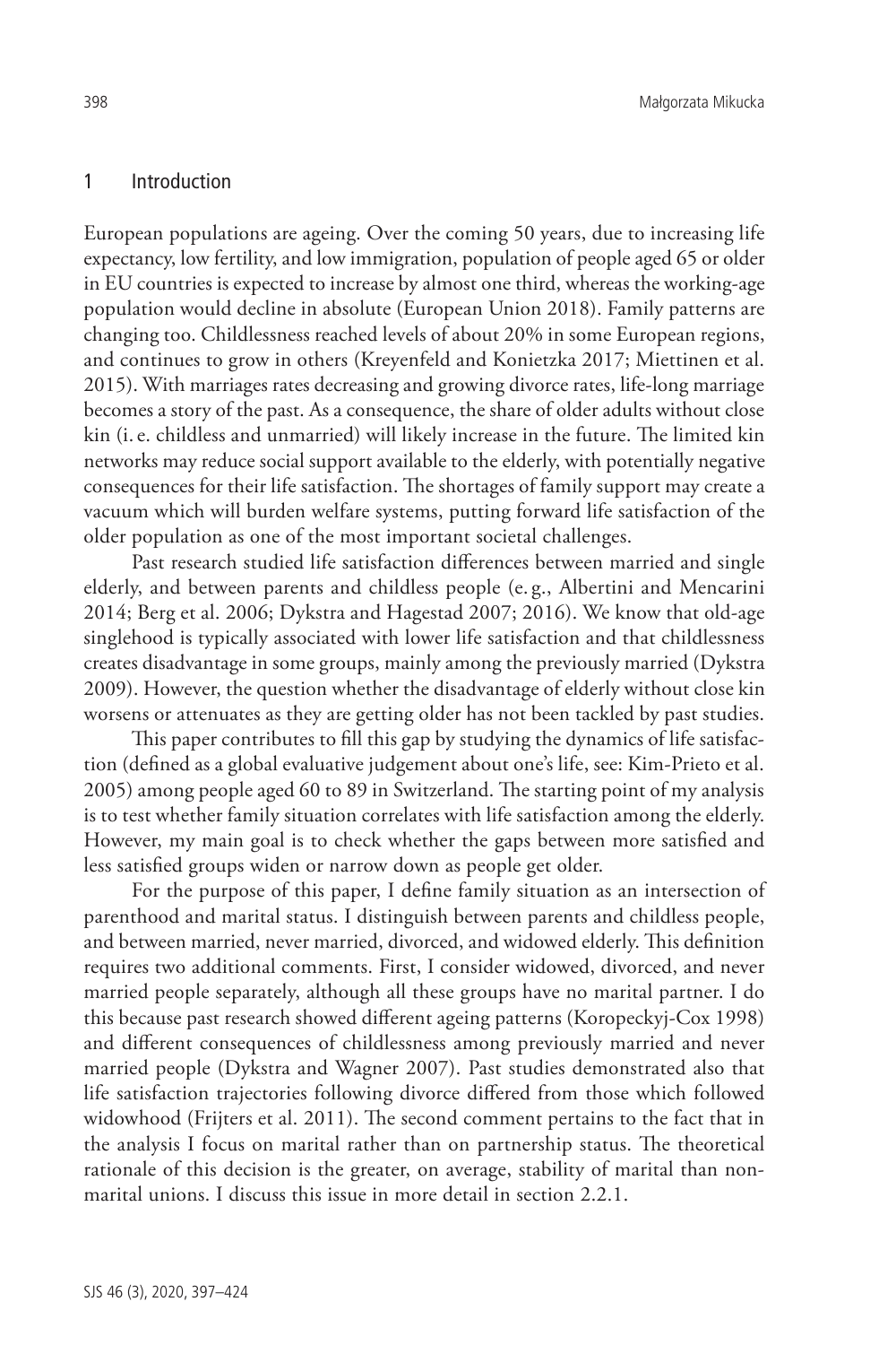## 1 Introduction

European populations are ageing. Over the coming 50 years, due to increasing life expectancy, low fertility, and low immigration, population of people aged 65 or older in EU countries is expected to increase by almost one third, whereas the working-age population would decline in absolute (European Union 2018). Family patterns are changing too. Childlessness reached levels of about 20% in some European regions, and continues to grow in others (Kreyenfeld and Konietzka 2017; Miettinen et al. 2015). With marriages rates decreasing and growing divorce rates, life-long marriage becomes a story of the past. As a consequence, the share of older adults without close kin (i. e. childless and unmarried) will likely increase in the future. The limited kin networks may reduce social support available to the elderly, with potentially negative consequences for their life satisfaction. The shortages of family support may create a vacuum which will burden welfare systems, putting forward life satisfaction of the older population as one of the most important societal challenges.

Past research studied life satisfaction differences between married and single elderly, and between parents and childless people (e. g., Albertini and Mencarini 2014; Berg et al. 2006; Dykstra and Hagestad 2007; 2016). We know that old-age singlehood is typically associated with lower life satisfaction and that childlessness creates disadvantage in some groups, mainly among the previously married (Dykstra 2009). However, the question whether the disadvantage of elderly without close kin worsens or attenuates as they are getting older has not been tackled by past studies.

This paper contributes to fill this gap by studying the dynamics of life satisfaction (defined as a global evaluative judgement about one's life, see: Kim-Prieto et al. 2005) among people aged 60 to 89 in Switzerland. The starting point of my analysis is to test whether family situation correlates with life satisfaction among the elderly. However, my main goal is to check whether the gaps between more satisfied and less satisfied groups widen or narrow down as people get older.

For the purpose of this paper, I define family situation as an intersection of parenthood and marital status. I distinguish between parents and childless people, and between married, never married, divorced, and widowed elderly. This definition requires two additional comments. First, I consider widowed, divorced, and never married people separately, although all these groups have no marital partner. I do this because past research showed different ageing patterns (Koropeckyj-Cox 1998) and different consequences of childlessness among previously married and never married people (Dykstra and Wagner 2007). Past studies demonstrated also that life satisfaction trajectories following divorce differed from those which followed widowhood (Frijters et al. 2011). The second comment pertains to the fact that in the analysis I focus on marital rather than on partnership status. The theoretical rationale of this decision is the greater, on average, stability of marital than non-marital unions. I discuss this issue in more detail in section 2.2.1.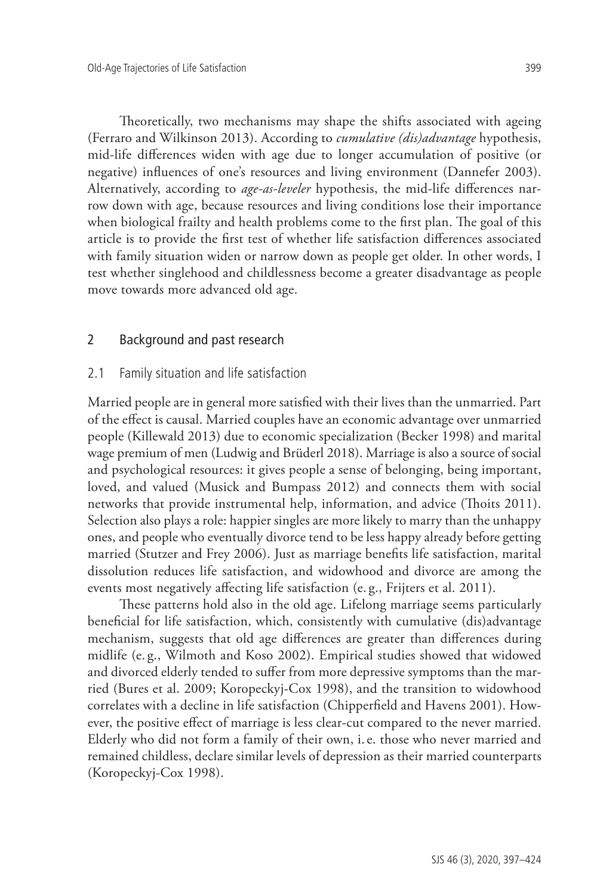Theoretically, two mechanisms may shape the shifts associated with ageing (Ferraro and Wilkinson 2013). According to *cumulative (dis)advantage* hypothesis, mid-life differences widen with age due to longer accumulation of positive (or negative) influences of one's resources and living environment (Dannefer 2003). Alternatively, according to *age-as-leveler* hypothesis, the mid-life differences narrow down with age, because resources and living conditions lose their importance when biological frailty and health problems come to the first plan. The goal of this article is to provide the first test of whether life satisfaction differences associated with family situation widen or narrow down as people get older. In other words, I test whether singlehood and childlessness become a greater disadvantage as people move towards more advanced old age.

## 2 Background and past research

### 2.1 Family situation and life satisfaction

Married people are in general more satisfied with their lives than the unmarried. Part of the effect is causal. Married couples have an economic advantage over unmarried people (Killewald 2013) due to economic specialization (Becker 1998) and marital wage premium of men (Ludwig and Brüderl 2018). Marriage is also a source of social and psychological resources: it gives people a sense of belonging, being important, loved, and valued (Musick and Bumpass 2012) and connects them with social networks that provide instrumental help, information, and advice (Thoits 2011). Selection also plays a role: happier singles are more likely to marry than the unhappy ones, and people who eventually divorce tend to be less happy already before getting married (Stutzer and Frey 2006). Just as marriage benefits life satisfaction, marital dissolution reduces life satisfaction, and widowhood and divorce are among the events most negatively affecting life satisfaction (e. g., Frijters et al. 2011).

These patterns hold also in the old age. Lifelong marriage seems particularly beneficial for life satisfaction, which, consistently with cumulative (dis)advantage mechanism, suggests that old age differences are greater than differences during midlife (e. g., Wilmoth and Koso 2002). Empirical studies showed that widowed and divorced elderly tended to suffer from more depressive symptoms than the married (Bures et al. 2009; Koropeckyj-Cox 1998), and the transition to widowhood correlates with a decline in life satisfaction (Chipperfield and Havens 2001). However, the positive effect of marriage is less clear-cut compared to the never married. Elderly who did not form a family of their own, i. e. those who never married and remained childless, declare similar levels of depression as their married counterparts (Koropeckyj-Cox 1998).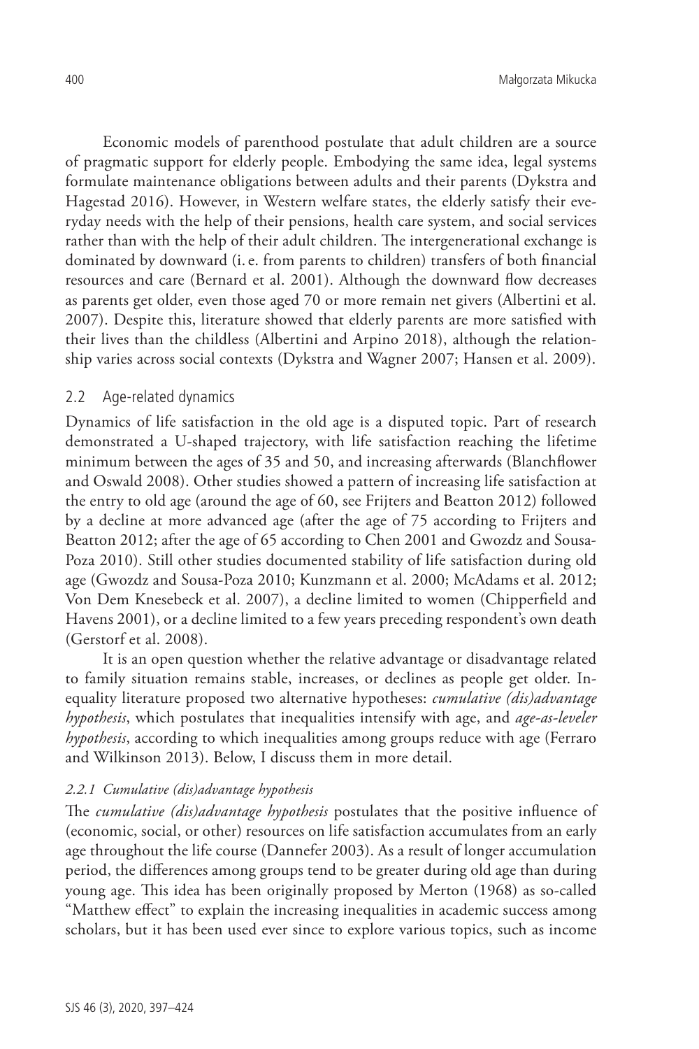Economic models of parenthood postulate that adult children are a source of pragmatic support for elderly people. Embodying the same idea, legal systems formulate maintenance obligations between adults and their parents (Dykstra and Hagestad 2016). However, in Western welfare states, the elderly satisfy their everyday needs with the help of their pensions, health care system, and social services rather than with the help of their adult children. The intergenerational exchange is dominated by downward (i. e. from parents to children) transfers of both financial resources and care (Bernard et al. 2001). Although the downward flow decreases as parents get older, even those aged 70 or more remain net givers (Albertini et al. 2007). Despite this, literature showed that elderly parents are more satisfied with their lives than the childless (Albertini and Arpino 2018), although the relationship varies across social contexts (Dykstra and Wagner 2007; Hansen et al. 2009).

## 2.2 Age-related dynamics

Dynamics of life satisfaction in the old age is a disputed topic. Part of research demonstrated a U-shaped trajectory, with life satisfaction reaching the lifetime minimum between the ages of 35 and 50, and increasing afterwards (Blanchflower and Oswald 2008). Other studies showed a pattern of increasing life satisfaction at the entry to old age (around the age of 60, see Frijters and Beatton 2012) followed by a decline at more advanced age (after the age of 75 according to Frijters and Beatton 2012; after the age of 65 according to Chen 2001 and Gwozdz and Sousa-Poza 2010). Still other studies documented stability of life satisfaction during old age (Gwozdz and Sousa-Poza 2010; Kunzmann et al. 2000; McAdams et al. 2012; Von Dem Knesebeck et al. 2007), a decline limited to women (Chipperfield and Havens 2001), or a decline limited to a few years preceding respondent's own death (Gerstorf et al. 2008).

It is an open question whether the relative advantage or disadvantage related to family situation remains stable, increases, or declines as people get older. Inequality literature proposed two alternative hypotheses: *cumulative (dis)advantage hypothesis*, which postulates that inequalities intensify with age, and *age-as-leveler hypothesis*, according to which inequalities among groups reduce with age (Ferraro and Wilkinson 2013). Below, I discuss them in more detail.

### *2.2.1 Cumulative (dis)advantage hypothesis*

The *cumulative (dis)advantage hypothesis* postulates that the positive influence of (economic, social, or other) resources on life satisfaction accumulates from an early age throughout the life course (Dannefer 2003). As a result of longer accumulation period, the differences among groups tend to be greater during old age than during young age. This idea has been originally proposed by Merton (1968) as so-called "Matthew effect" to explain the increasing inequalities in academic success among scholars, but it has been used ever since to explore various topics, such as income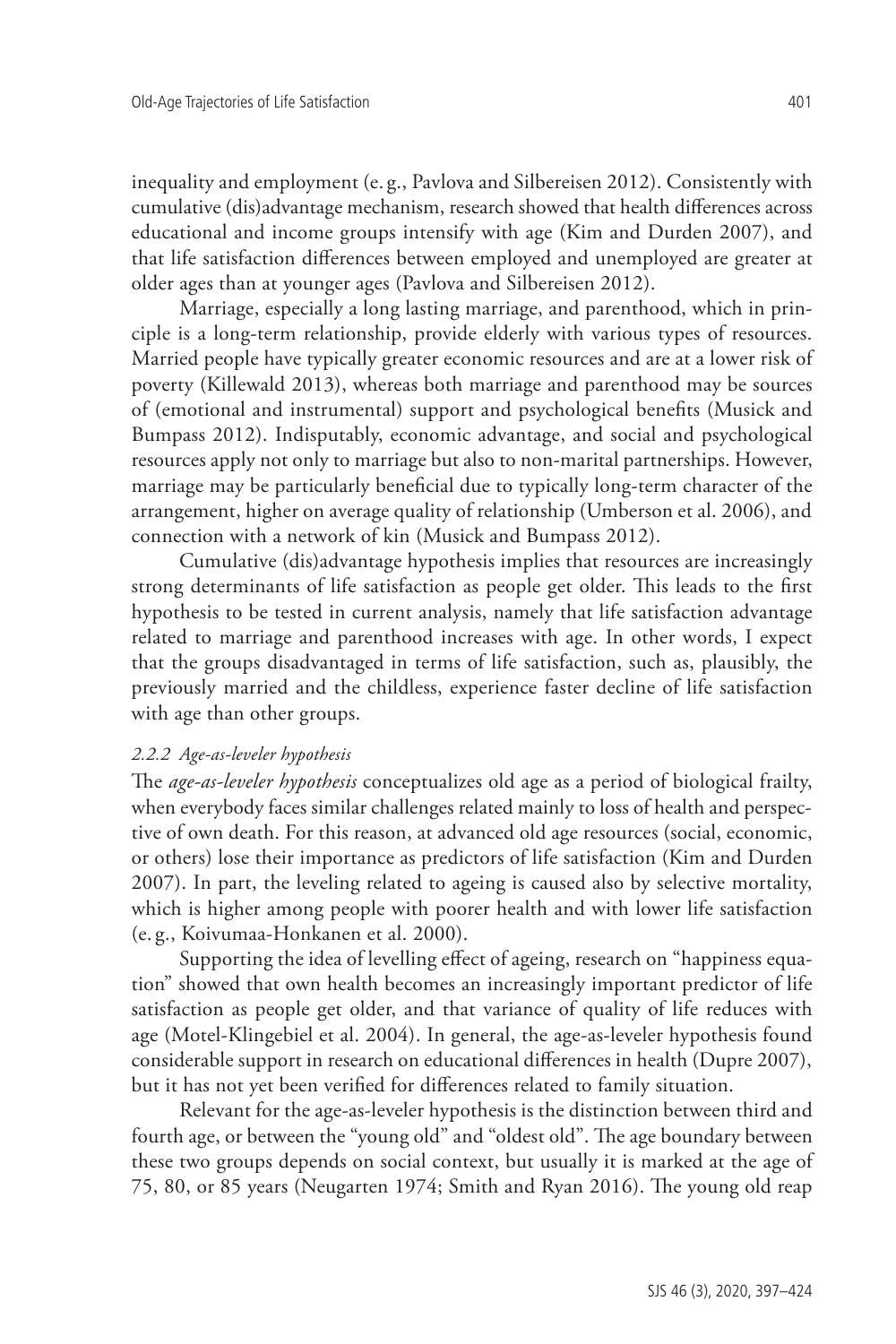inequality and employment (e. g., Pavlova and Silbereisen 2012). Consistently with cumulative (dis)advantage mechanism, research showed that health differences across educational and income groups intensify with age (Kim and Durden 2007), and that life satisfaction differences between employed and unemployed are greater at older ages than at younger ages (Pavlova and Silbereisen 2012).

Marriage, especially a long lasting marriage, and parenthood, which in principle is a long-term relationship, provide elderly with various types of resources. Married people have typically greater economic resources and are at a lower risk of poverty (Killewald 2013), whereas both marriage and parenthood may be sources of (emotional and instrumental) support and psychological benefits (Musick and Bumpass 2012). Indisputably, economic advantage, and social and psychological resources apply not only to marriage but also to non-marital partnerships. However, marriage may be particularly beneficial due to typically long-term character of the arrangement, higher on average quality of relationship (Umberson et al. 2006), and connection with a network of kin (Musick and Bumpass 2012).

Cumulative (dis)advantage hypothesis implies that resources are increasingly strong determinants of life satisfaction as people get older. This leads to the first hypothesis to be tested in current analysis, namely that life satisfaction advantage related to marriage and parenthood increases with age. In other words, I expect that the groups disadvantaged in terms of life satisfaction, such as, plausibly, the previously married and the childless, experience faster decline of life satisfaction with age than other groups.

#### *2.2.2 Age-as-leveler hypothesis*

The *age-as-leveler hypothesis* conceptualizes old age as a period of biological frailty, when everybody faces similar challenges related mainly to loss of health and perspective of own death. For this reason, at advanced old age resources (social, economic, or others) lose their importance as predictors of life satisfaction (Kim and Durden 2007). In part, the leveling related to ageing is caused also by selective mortality, which is higher among people with poorer health and with lower life satisfaction (e. g., Koivumaa-Honkanen et al. 2000).

Supporting the idea of levelling effect of ageing, research on "happiness equation" showed that own health becomes an increasingly important predictor of life satisfaction as people get older, and that variance of quality of life reduces with age (Motel-Klingebiel et al. 2004). In general, the age-as-leveler hypothesis found considerable support in research on educational differences in health (Dupre 2007), but it has not yet been verified for differences related to family situation.

Relevant for the age-as-leveler hypothesis is the distinction between third and fourth age, or between the "young old" and "oldest old". The age boundary between these two groups depends on social context, but usually it is marked at the age of 75, 80, or 85 years (Neugarten 1974; Smith and Ryan 2016). The young old reap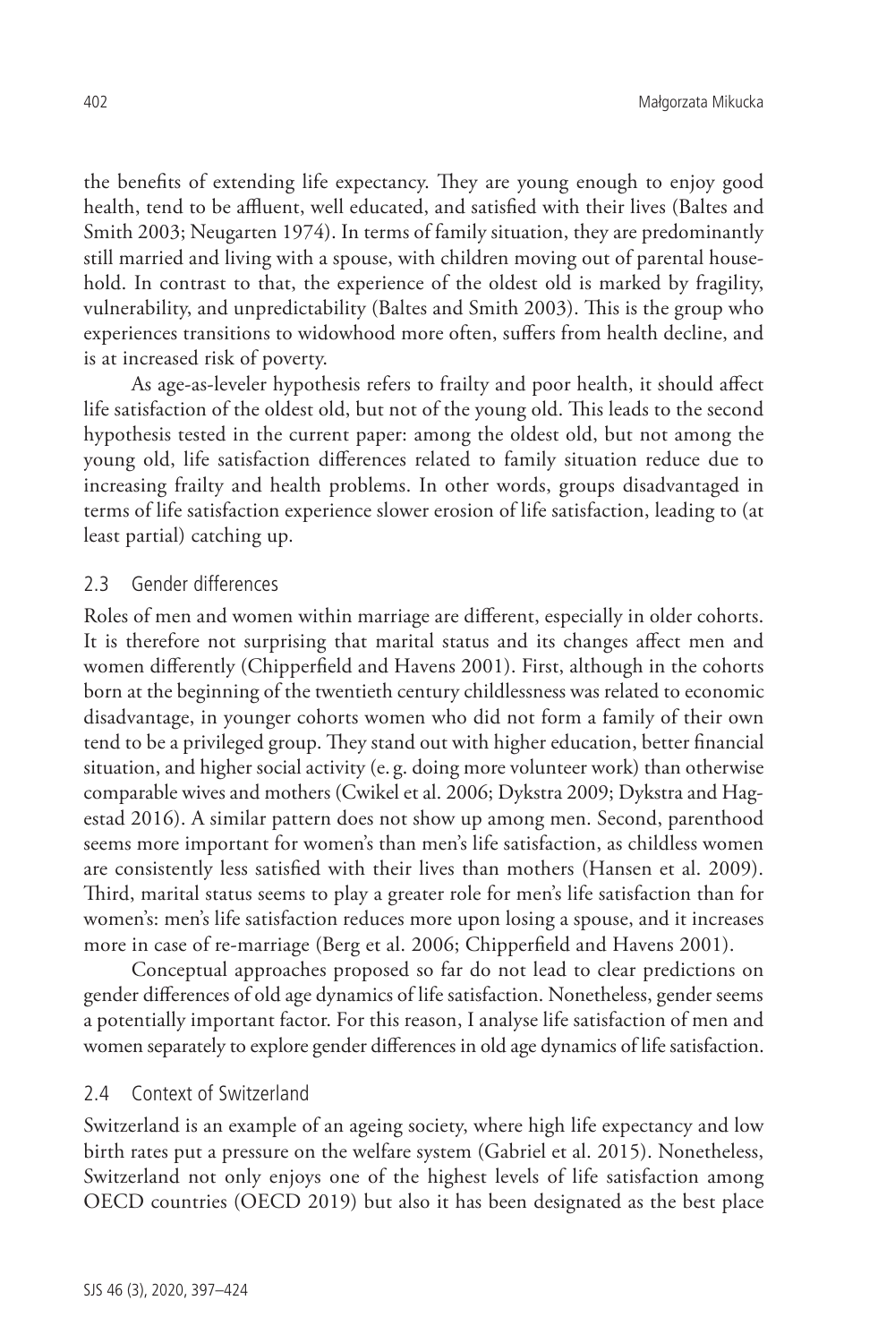the benefits of extending life expectancy. They are young enough to enjoy good health, tend to be affluent, well educated, and satisfied with their lives (Baltes and Smith 2003; Neugarten 1974). In terms of family situation, they are predominantly still married and living with a spouse, with children moving out of parental household. In contrast to that, the experience of the oldest old is marked by fragility, vulnerability, and unpredictability (Baltes and Smith 2003). This is the group who experiences transitions to widowhood more often, suffers from health decline, and is at increased risk of poverty.

As age-as-leveler hypothesis refers to frailty and poor health, it should affect life satisfaction of the oldest old, but not of the young old. This leads to the second hypothesis tested in the current paper: among the oldest old, but not among the young old, life satisfaction differences related to family situation reduce due to increasing frailty and health problems. In other words, groups disadvantaged in terms of life satisfaction experience slower erosion of life satisfaction, leading to (at least partial) catching up.

### 2.3 Gender differences

Roles of men and women within marriage are different, especially in older cohorts. It is therefore not surprising that marital status and its changes affect men and women differently (Chipperfield and Havens 2001). First, although in the cohorts born at the beginning of the twentieth century childlessness was related to economic disadvantage, in younger cohorts women who did not form a family of their own tend to be a privileged group. They stand out with higher education, better financial situation, and higher social activity (e.g. doing more volunteer work) than otherwise comparable wives and mothers (Cwikel et al. 2006; Dykstra 2009; Dykstra and Hagestad 2016). A similar pattern does not show up among men. Second, parenthood seems more important for women's than men's life satisfaction, as childless women are consistently less satisfied with their lives than mothers (Hansen et al. 2009). Third, marital status seems to play a greater role for men's life satisfaction than for women's: men's life satisfaction reduces more upon losing a spouse, and it increases more in case of re-marriage (Berg et al. 2006; Chipperfield and Havens 2001).

Conceptual approaches proposed so far do not lead to clear predictions on gender differences of old age dynamics of life satisfaction. Nonetheless, gender seems a potentially important factor. For this reason, I analyse life satisfaction of men and women separately to explore gender differences in old age dynamics of life satisfaction.

### 2.4 Context of Switzerland

Switzerland is an example of an ageing society, where high life expectancy and low birth rates put a pressure on the welfare system (Gabriel et al. 2015). Nonetheless, Switzerland not only enjoys one of the highest levels of life satisfaction among OECD countries (OECD 2019) but also it has been designated as the best place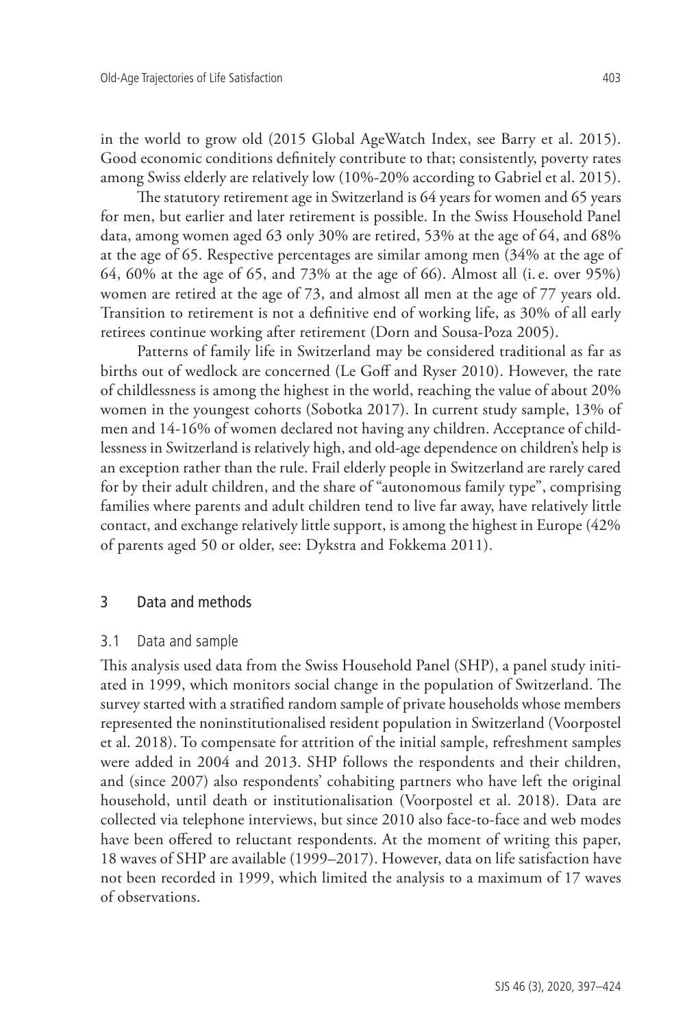in the world to grow old (2015 Global AgeWatch Index, see Barry et al. 2015). Good economic conditions definitely contribute to that; consistently, poverty rates among Swiss elderly are relatively low (10%-20% according to Gabriel et al. 2015).

The statutory retirement age in Switzerland is 64 years for women and 65 years for men, but earlier and later retirement is possible. In the Swiss Household Panel data, among women aged 63 only 30% are retired, 53% at the age of 64, and 68% at the age of 65. Respective percentages are similar among men (34% at the age of 64, 60% at the age of 65, and 73% at the age of 66). Almost all (i.e. over 95%) women are retired at the age of 73, and almost all men at the age of 77 years old. Transition to retirement is not a definitive end of working life, as 30% of all early retirees continue working after retirement (Dorn and Sousa-Poza 2005).

Patterns of family life in Switzerland may be considered traditional as far as births out of wedlock are concerned (Le Goff and Ryser 2010). However, the rate of childlessness is among the highest in the world, reaching the value of about 20% women in the youngest cohorts (Sobotka 2017). In current study sample, 13% of men and 14-16% of women declared not having any children. Acceptance of childlessness in Switzerland is relatively high, and old-age dependence on children's help is an exception rather than the rule. Frail elderly people in Switzerland are rarely cared for by their adult children, and the share of "autonomous family type", comprising families where parents and adult children tend to live far away, have relatively little contact, and exchange relatively little support, is among the highest in Europe (42% of parents aged 50 or older, see: Dykstra and Fokkema 2011).

## 3 Data and methods

### 3.1 Data and sample

This analysis used data from the Swiss Household Panel (SHP), a panel study initiated in 1999, which monitors social change in the population of Switzerland. The survey started with a stratified random sample of private households whose members represented the noninstitutionalised resident population in Switzerland (Voorpostel et al. 2018). To compensate for attrition of the initial sample, refreshment samples were added in 2004 and 2013. SHP follows the respondents and their children, and (since 2007) also respondents' cohabiting partners who have left the original household, until death or institutionalisation (Voorpostel et al. 2018). Data are collected via telephone interviews, but since 2010 also face-to-face and web modes have been offered to reluctant respondents. At the moment of writing this paper, 18 waves of SHP are available (1999–2017). However, data on life satisfaction have not been recorded in 1999, which limited the analysis to a maximum of 17 waves of observations.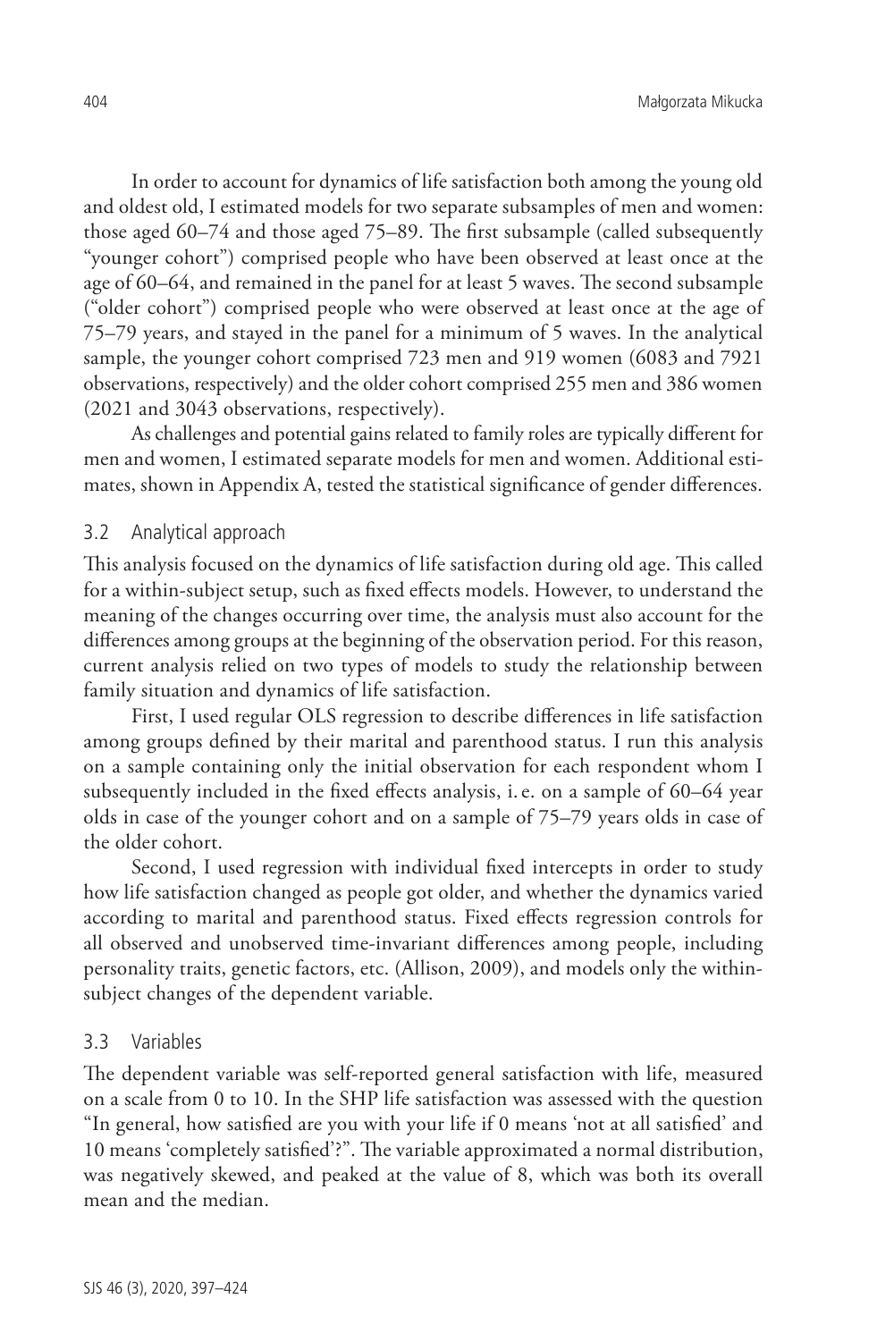In order to account for dynamics of life satisfaction both among the young old and oldest old, I estimated models for two separate subsamples of men and women: those aged 60–74 and those aged 75–89. The first subsample (called subsequently "younger cohort") comprised people who have been observed at least once at the age of 60–64, and remained in the panel for at least 5 waves. The second subsample ("older cohort") comprised people who were observed at least once at the age of 75–79 years, and stayed in the panel for a minimum of 5 waves. In the analytical sample, the younger cohort comprised 723 men and 919 women (6083 and 7921 observations, respectively) and the older cohort comprised 255 men and 386 women (2021 and 3043 observations, respectively).

As challenges and potential gains related to family roles are typically different for men and women, I estimated separate models for men and women. Additional estimates, shown in Appendix A, tested the statistical significance of gender differences.

### 3.2 Analytical approach

This analysis focused on the dynamics of life satisfaction during old age. This called for a within-subject setup, such as fixed effects models. However, to understand the meaning of the changes occurring over time, the analysis must also account for the differences among groups at the beginning of the observation period. For this reason, current analysis relied on two types of models to study the relationship between family situation and dynamics of life satisfaction.

First, I used regular OLS regression to describe differences in life satisfaction among groups defined by their marital and parenthood status. I run this analysis on a sample containing only the initial observation for each respondent whom I subsequently included in the fixed effects analysis, i. e. on a sample of 60–64 year olds in case of the younger cohort and on a sample of 75–79 years olds in case of the older cohort.

Second, I used regression with individual fixed intercepts in order to study how life satisfaction changed as people got older, and whether the dynamics varied according to marital and parenthood status. Fixed effects regression controls for all observed and unobserved time-invariant differences among people, including personality traits, genetic factors, etc. (Allison, 2009), and models only the within-subject changes of the dependent variable.

### 3.3 Variables

The dependent variable was self-reported general satisfaction with life, measured on a scale from 0 to 10. In the SHP life satisfaction was assessed with the question "In general, how satisfied are you with your life if 0 means 'not at all satisfied' and 10 means 'completely satisfied'?". The variable approximated a normal distribution, was negatively skewed, and peaked at the value of 8, which was both its overall mean and the median.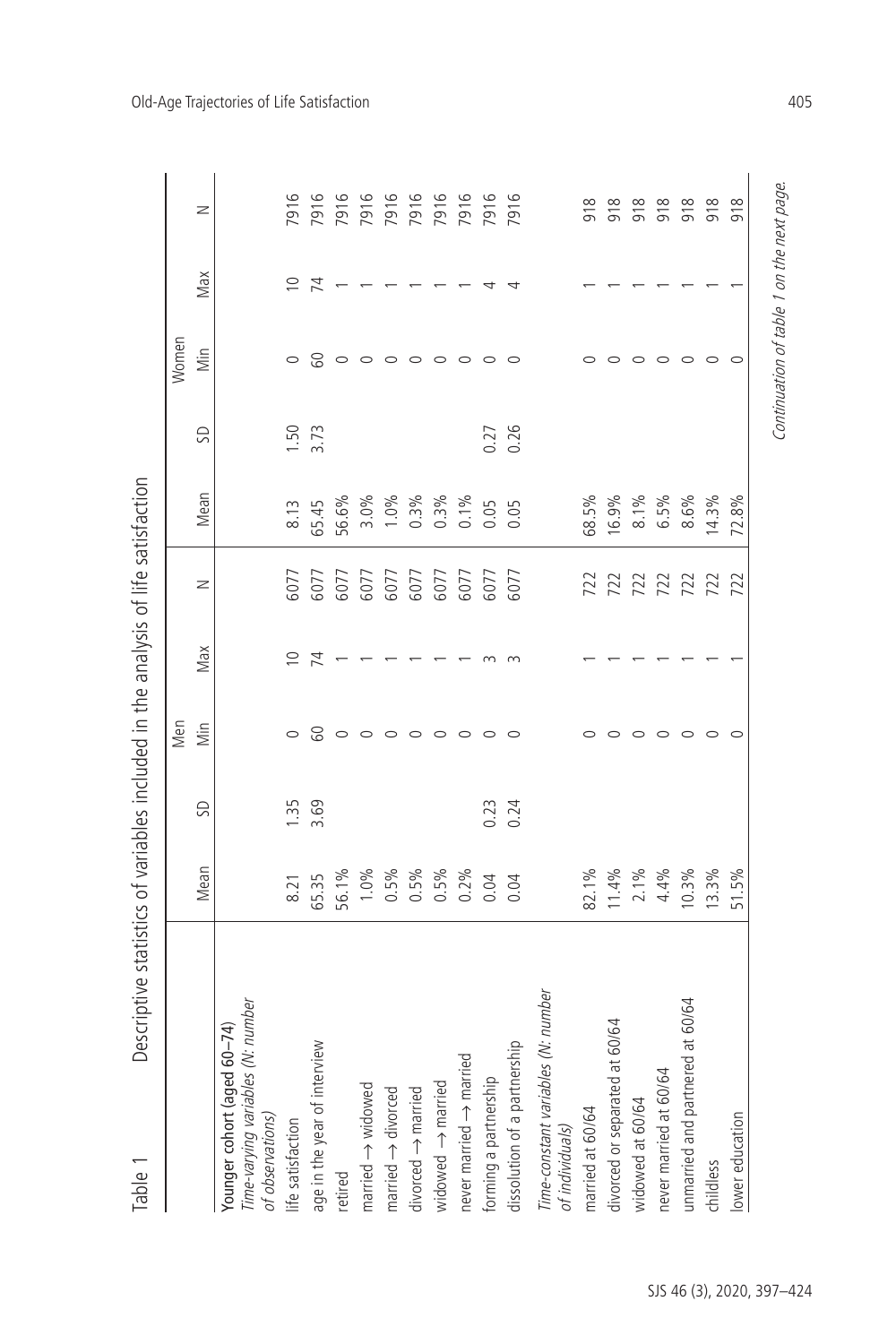Table 1 Descriptive statistics of variables included in the analysis of life satisfaction

| | Men | | | | | Women | | | | |
|---|---|---|---|---|---|---|---|---|---|---|
| | Mean | SD | Min | Max | N | Mean | SD | Min | Max | N |
| **Younger cohort (aged 60–74)** | | | | | | | | | | |
| *Time-varying variables (N: number of observations)* | | | | | | | | | | |
| life satisfaction | 8.21 | 1.35 | 0 | 10 | 6077 | 8.13 | 1.50 | 0 | 10 | 7916 |
| age in the year of interview | 65.35 | 3.69 | 60 | 74 | 6077 | 65.45 | 3.73 | 60 | 74 | 7916 |
| retired | 56.1% | | 0 | 1 | 6077 | 56.6% | | 0 | 1 | 7916 |
| married → widowed | 1.0% | | 0 | 1 | 6077 | 3.0% | | 0 | 1 | 7916 |
| married → divorced | 0.5% | | 0 | 1 | 6077 | 1.0% | | 0 | 1 | 7916 |
| divorced → married | 0.5% | | 0 | 1 | 6077 | 0.3% | | 0 | 1 | 7916 |
| widowed → married | 0.5% | | 0 | 1 | 6077 | 0.3% | | 0 | 1 | 7916 |
| never married → married | 0.2% | | 0 | 1 | 6077 | 0.1% | | 0 | 1 | 7916 |
| forming a partnership | 0.04 | 0.23 | 0 | 3 | 6077 | 0.05 | 0.27 | 0 | 4 | 7916 |
| dissolution of a partnership | 0.04 | 0.24 | 0 | 3 | 6077 | 0.05 | 0.26 | 0 | 4 | 7916 |
| *Time-constant variables (N: number of individuals)* | | | | | | | | | | |
| married at 60/64 | 82.1% | | 0 | 1 | 722 | 68.5% | | 0 | 1 | 918 |
| divorced or separated at 60/64 | 11.4% | | 0 | 1 | 722 | 16.9% | | 0 | 1 | 918 |
| widowed at 60/64 | 2.1% | | 0 | 1 | 722 | 8.1% | | 0 | 1 | 918 |
| never married at 60/64 | 4.4% | | 0 | 1 | 722 | 6.5% | | 0 | 1 | 918 |
| unmarried and partnered at 60/64 | 10.3% | | 0 | 1 | 722 | 8.6% | | 0 | 1 | 918 |
| childless | 13.3% | | 0 | 1 | 722 | 14.3% | | 0 | 1 | 918 |
| lower education | 51.5% | | 0 | 1 | 722 | 72.8% | | 0 | 1 | 918 |

*Continuation of table 1 on the next page.*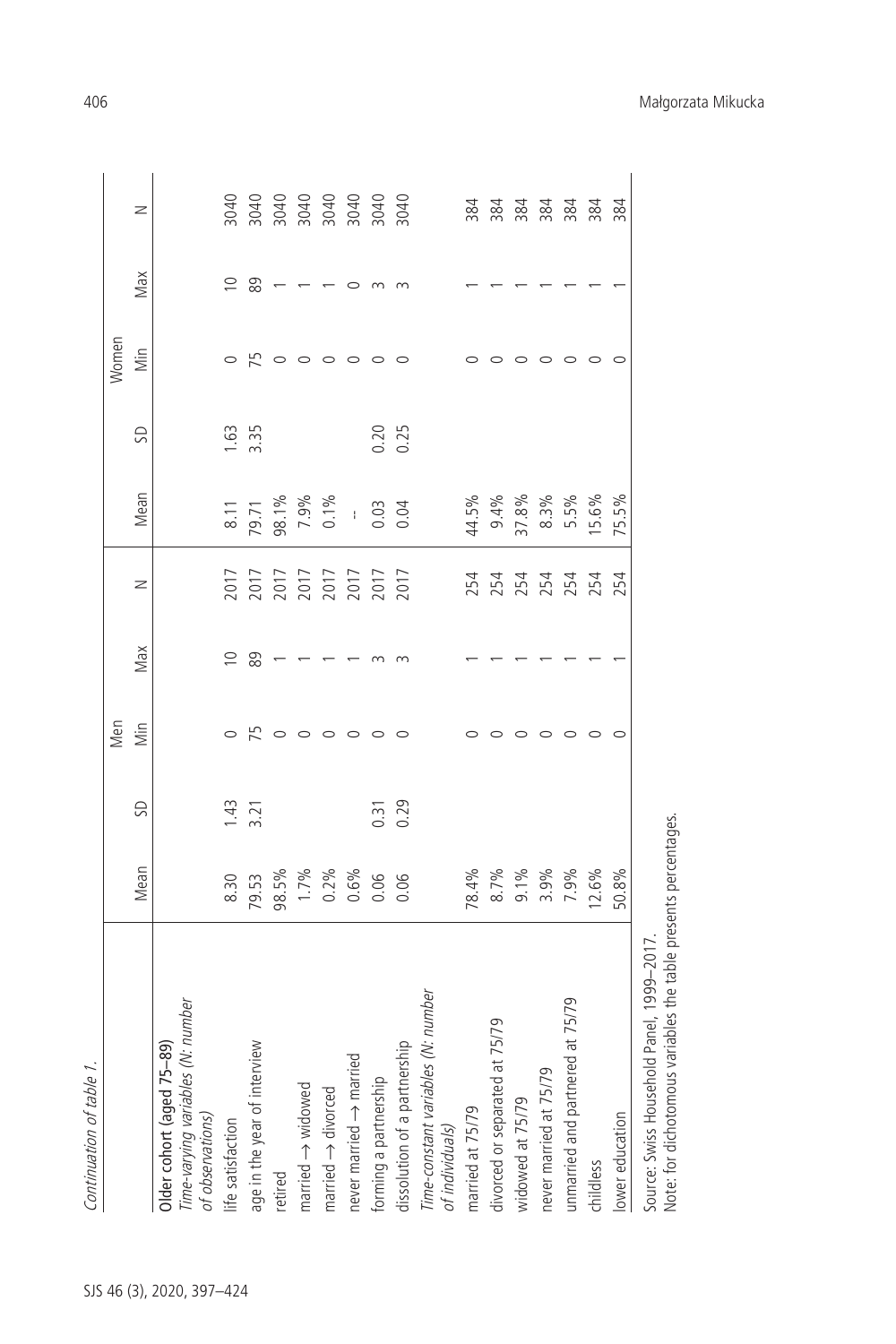*Continuation of table 1.*

| | Men | | | | | Women | | | | |
|---|---|---|---|---|---|---|---|---|---|---|
| | Mean | SD | Min | Max | N | Mean | SD | Min | Max | N |
| **Older cohort (aged 75–89)** | | | | | | | | | | |
| *Time-varying variables (N: number of observations)* | | | | | | | | | | |
| life satisfaction | 8.30 | 1.43 | 0 | 10 | 2017 | 8.11 | 1.63 | 0 | 10 | 3040 |
| age in the year of interview | 79.53 | 3.21 | 75 | 89 | 2017 | 79.71 | 3.35 | 75 | 89 | 3040 |
| retired | 98.5% | | 0 | 1 | 2017 | 98.1% | | 0 | 1 | 3040 |
| married → widowed | 1.7% | | 0 | 1 | 2017 | 7.9% | | 0 | 1 | 3040 |
| married → divorced | 0.2% | | 0 | 1 | 2017 | 0.1% | | 0 | 1 | 3040 |
| never married → married | 0.6% | | 0 | 1 | 2017 | – | | 0 | 0 | 3040 |
| forming a partnership | 0.06 | 0.31 | 0 | 3 | 2017 | 0.03 | 0.20 | 0 | 3 | 3040 |
| dissolution of a partnership | 0.06 | 0.29 | 0 | 3 | 2017 | 0.04 | 0.25 | 0 | 3 | 3040 |
| *Time-constant variables (N: number of individuals)* | | | | | | | | | | |
| married at 75/79 | 78.4% | | 0 | 1 | 254 | 44.5% | | 0 | 1 | 384 |
| divorced or separated at 75/79 | 8.7% | | 0 | 1 | 254 | 9.4% | | 0 | 1 | 384 |
| widowed at 75/79 | 9.1% | | 0 | 1 | 254 | 37.8% | | 0 | 1 | 384 |
| never married at 75/79 | 3.9% | | 0 | 1 | 254 | 8.3% | | 0 | 1 | 384 |
| unmarried and partnered at 75/79 | 7.9% | | 0 | 1 | 254 | 5.5% | | 0 | 1 | 384 |
| childless | 12.6% | | 0 | 1 | 254 | 15.6% | | 0 | 1 | 384 |
| lower education | 50.8% | | 0 | 1 | 254 | 75.5% | | 0 | 1 | 384 |

Source: Swiss Household Panel, 1999–2017.
Note: for dichotomous variables the table presents percentages.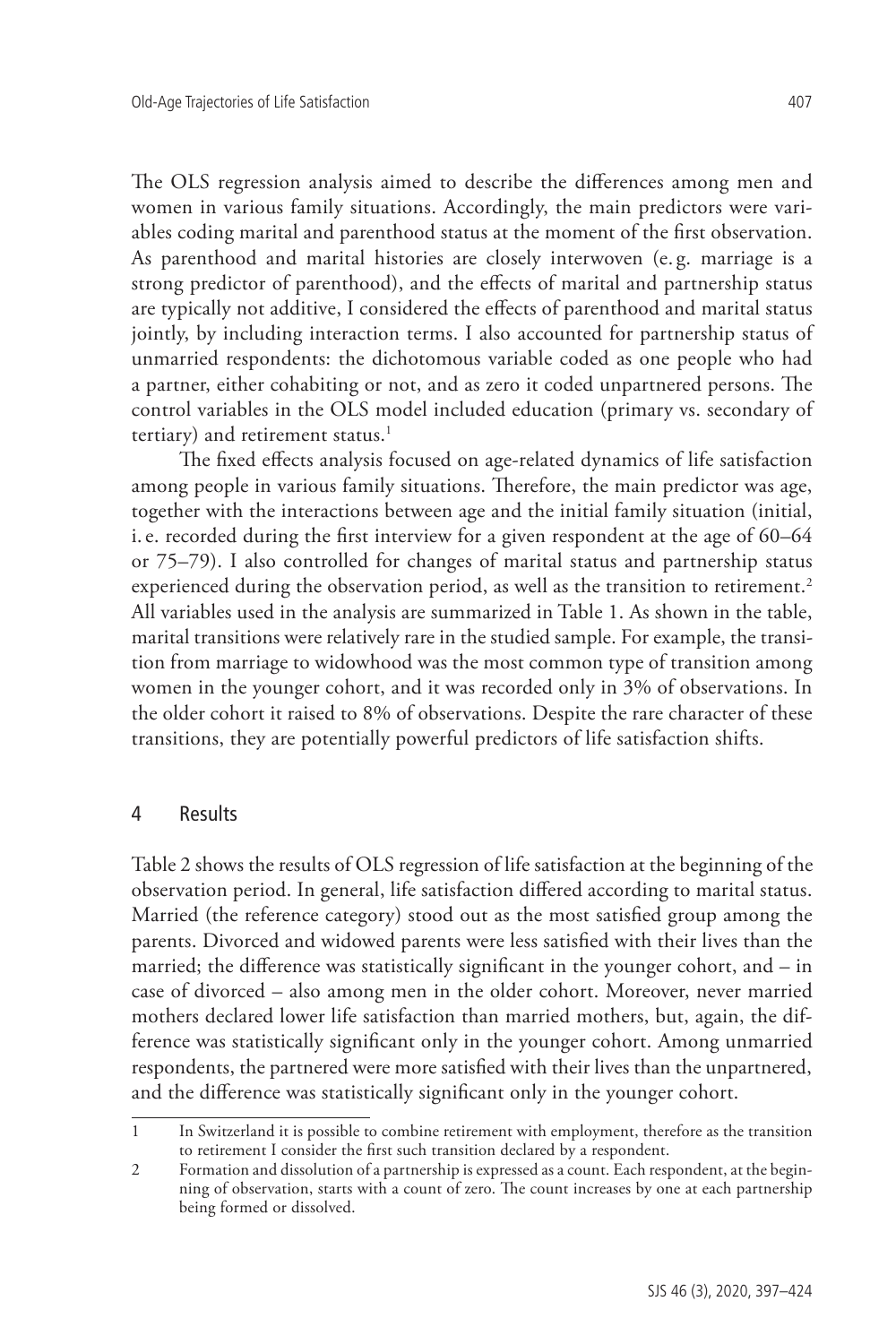The OLS regression analysis aimed to describe the differences among men and women in various family situations. Accordingly, the main predictors were variables coding marital and parenthood status at the moment of the first observation. As parenthood and marital histories are closely interwoven (e.g. marriage is a strong predictor of parenthood), and the effects of marital and partnership status are typically not additive, I considered the effects of parenthood and marital status jointly, by including interaction terms. I also accounted for partnership status of unmarried respondents: the dichotomous variable coded as one people who had a partner, either cohabiting or not, and as zero it coded unpartnered persons. The control variables in the OLS model included education (primary vs. secondary of tertiary) and retirement status.[1]

The fixed effects analysis focused on age-related dynamics of life satisfaction among people in various family situations. Therefore, the main predictor was age, together with the interactions between age and the initial family situation (initial, i.e. recorded during the first interview for a given respondent at the age of 60–64 or 75–79). I also controlled for changes of marital status and partnership status experienced during the observation period, as well as the transition to retirement.[2] All variables used in the analysis are summarized in Table 1. As shown in the table, marital transitions were relatively rare in the studied sample. For example, the transition from marriage to widowhood was the most common type of transition among women in the younger cohort, and it was recorded only in 3% of observations. In the older cohort it raised to 8% of observations. Despite the rare character of these transitions, they are potentially powerful predictors of life satisfaction shifts.

## 4 Results

Table 2 shows the results of OLS regression of life satisfaction at the beginning of the observation period. In general, life satisfaction differed according to marital status. Married (the reference category) stood out as the most satisfied group among the parents. Divorced and widowed parents were less satisfied with their lives than the married; the difference was statistically significant in the younger cohort, and – in case of divorced – also among men in the older cohort. Moreover, never married mothers declared lower life satisfaction than married mothers, but, again, the difference was statistically significant only in the younger cohort. Among unmarried respondents, the partnered were more satisfied with their lives than the unpartnered, and the difference was statistically significant only in the younger cohort.

---

1 In Switzerland it is possible to combine retirement with employment, therefore as the transition to retirement I consider the first such transition declared by a respondent.

2 Formation and dissolution of a partnership is expressed as a count. Each respondent, at the beginning of observation, starts with a count of zero. The count increases by one at each partnership being formed or dissolved.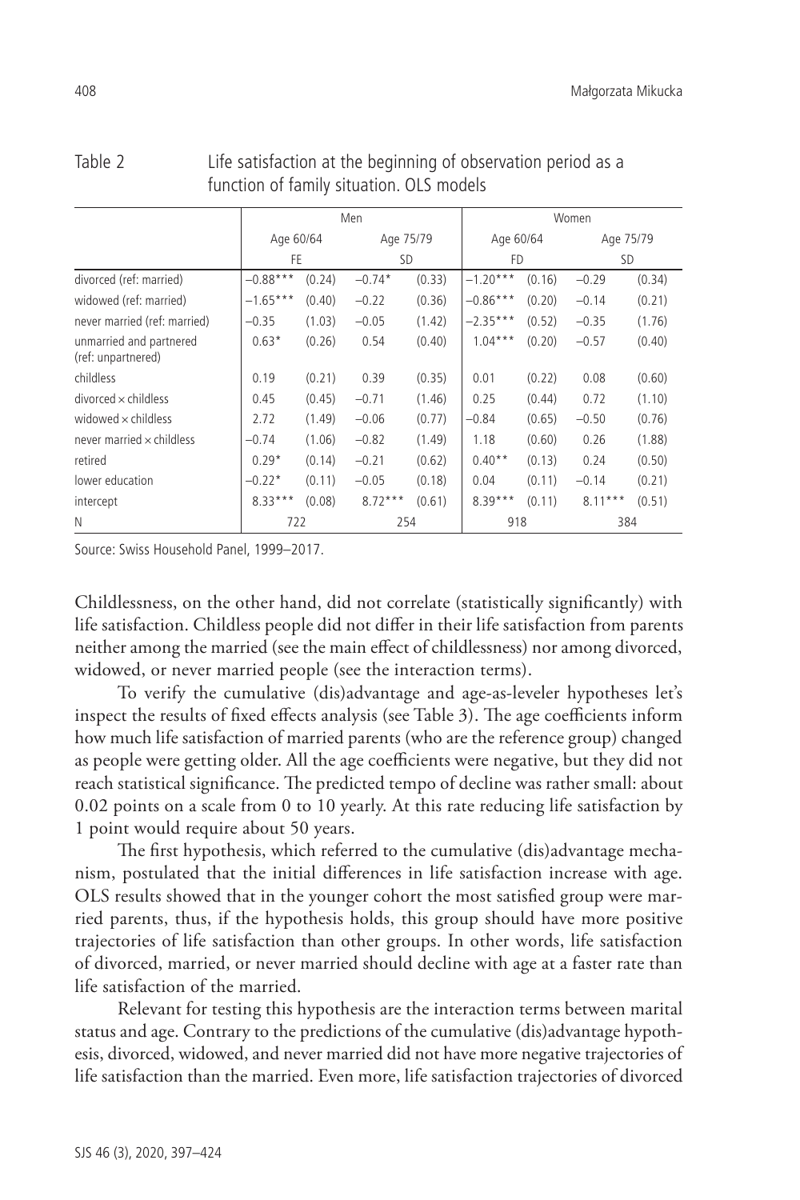Table 2 Life satisfaction at the beginning of observation period as a function of family situation. OLS models

| | Men | | | | Women | | | |
|---|---|---|---|---|---|---|---|---|
| | Age 60/64 | | Age 75/79 | | Age 60/64 | | Age 75/79 | |
| | FE | | SD | | FD | | SD | |
| divorced (ref: married) | −0.88*** | (0.24) | −0.74* | (0.33) | −1.20*** | (0.16) | −0.29 | (0.34) |
| widowed (ref: married) | −1.65*** | (0.40) | −0.22 | (0.36) | −0.86*** | (0.20) | −0.14 | (0.21) |
| never married (ref: married) | −0.35 | (1.03) | −0.05 | (1.42) | −2.35*** | (0.52) | −0.35 | (1.76) |
| unmarried and partnered (ref: unpartnered) | 0.63* | (0.26) | 0.54 | (0.40) | 1.04*** | (0.20) | −0.57 | (0.40) |
| childless | 0.19 | (0.21) | 0.39 | (0.35) | 0.01 | (0.22) | 0.08 | (0.60) |
| divorced × childless | 0.45 | (0.45) | −0.71 | (1.46) | 0.25 | (0.44) | 0.72 | (1.10) |
| widowed × childless | 2.72 | (1.49) | −0.06 | (0.77) | −0.84 | (0.65) | −0.50 | (0.76) |
| never married × childless | −0.74 | (1.06) | −0.82 | (1.49) | 1.18 | (0.60) | 0.26 | (1.88) |
| retired | 0.29* | (0.14) | −0.21 | (0.62) | 0.40** | (0.13) | 0.24 | (0.50) |
| lower education | −0.22* | (0.11) | −0.05 | (0.18) | 0.04 | (0.11) | −0.14 | (0.21) |
| intercept | 8.33*** | (0.08) | 8.72*** | (0.61) | 8.39*** | (0.11) | 8.11*** | (0.51) |
| N | 722 | | 254 | | 918 | | 384 | |

Source: Swiss Household Panel, 1999–2017.

Childlessness, on the other hand, did not correlate (statistically significantly) with life satisfaction. Childless people did not differ in their life satisfaction from parents neither among the married (see the main effect of childlessness) nor among divorced, widowed, or never married people (see the interaction terms).

To verify the cumulative (dis)advantage and age-as-leveler hypotheses let's inspect the results of fixed effects analysis (see Table 3). The age coefficients inform how much life satisfaction of married parents (who are the reference group) changed as people were getting older. All the age coefficients were negative, but they did not reach statistical significance. The predicted tempo of decline was rather small: about 0.02 points on a scale from 0 to 10 yearly. At this rate reducing life satisfaction by 1 point would require about 50 years.

The first hypothesis, which referred to the cumulative (dis)advantage mechanism, postulated that the initial differences in life satisfaction increase with age. OLS results showed that in the younger cohort the most satisfied group were married parents, thus, if the hypothesis holds, this group should have more positive trajectories of life satisfaction than other groups. In other words, life satisfaction of divorced, married, or never married should decline with age at a faster rate than life satisfaction of the married.

Relevant for testing this hypothesis are the interaction terms between marital status and age. Contrary to the predictions of the cumulative (dis)advantage hypothesis, divorced, widowed, and never married did not have more negative trajectories of life satisfaction than the married. Even more, life satisfaction trajectories of divorced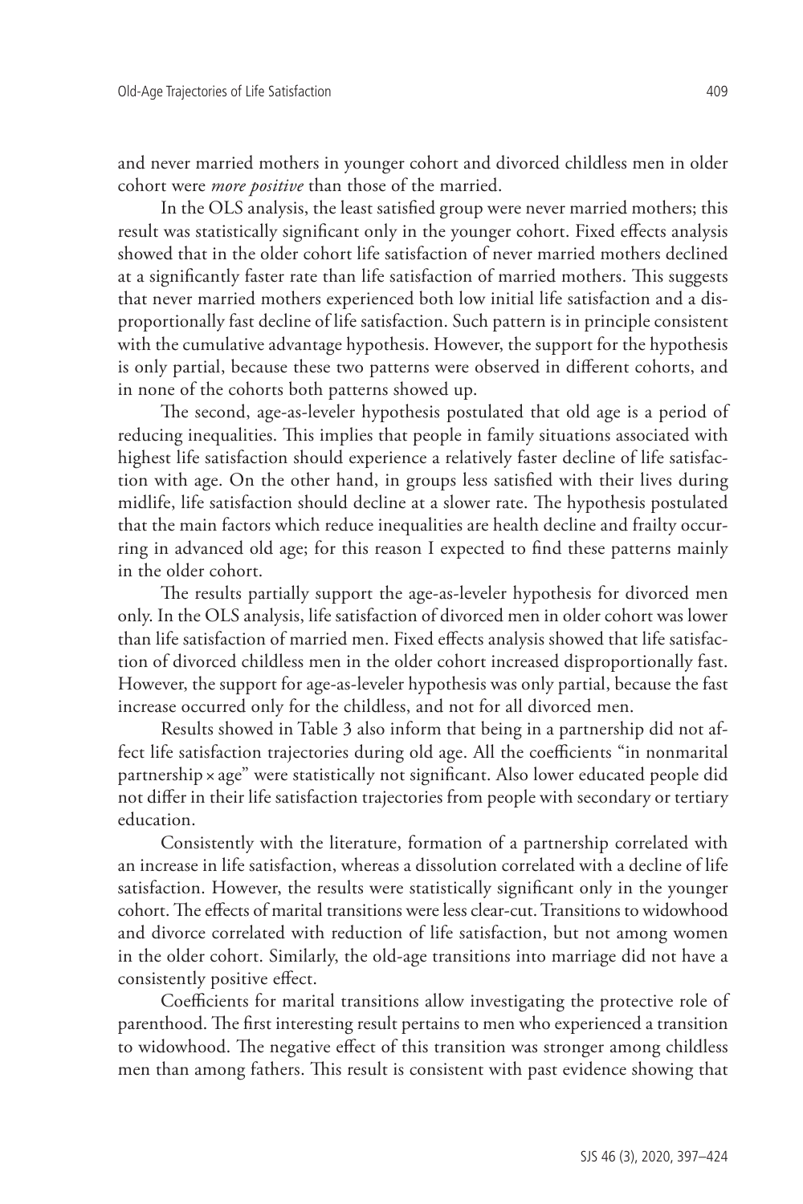and never married mothers in younger cohort and divorced childless men in older cohort were *more positive* than those of the married.

In the OLS analysis, the least satisfied group were never married mothers; this result was statistically significant only in the younger cohort. Fixed effects analysis showed that in the older cohort life satisfaction of never married mothers declined at a significantly faster rate than life satisfaction of married mothers. This suggests that never married mothers experienced both low initial life satisfaction and a disproportionally fast decline of life satisfaction. Such pattern is in principle consistent with the cumulative advantage hypothesis. However, the support for the hypothesis is only partial, because these two patterns were observed in different cohorts, and in none of the cohorts both patterns showed up.

The second, age-as-leveler hypothesis postulated that old age is a period of reducing inequalities. This implies that people in family situations associated with highest life satisfaction should experience a relatively faster decline of life satisfaction with age. On the other hand, in groups less satisfied with their lives during midlife, life satisfaction should decline at a slower rate. The hypothesis postulated that the main factors which reduce inequalities are health decline and frailty occurring in advanced old age; for this reason I expected to find these patterns mainly in the older cohort.

The results partially support the age-as-leveler hypothesis for divorced men only. In the OLS analysis, life satisfaction of divorced men in older cohort was lower than life satisfaction of married men. Fixed effects analysis showed that life satisfaction of divorced childless men in the older cohort increased disproportionally fast. However, the support for age-as-leveler hypothesis was only partial, because the fast increase occurred only for the childless, and not for all divorced men.

Results showed in Table 3 also inform that being in a partnership did not affect life satisfaction trajectories during old age. All the coefficients "in nonmarital partnership × age" were statistically not significant. Also lower educated people did not differ in their life satisfaction trajectories from people with secondary or tertiary education.

Consistently with the literature, formation of a partnership correlated with an increase in life satisfaction, whereas a dissolution correlated with a decline of life satisfaction. However, the results were statistically significant only in the younger cohort. The effects of marital transitions were less clear-cut. Transitions to widowhood and divorce correlated with reduction of life satisfaction, but not among women in the older cohort. Similarly, the old-age transitions into marriage did not have a consistently positive effect.

Coefficients for marital transitions allow investigating the protective role of parenthood. The first interesting result pertains to men who experienced a transition to widowhood. The negative effect of this transition was stronger among childless men than among fathers. This result is consistent with past evidence showing that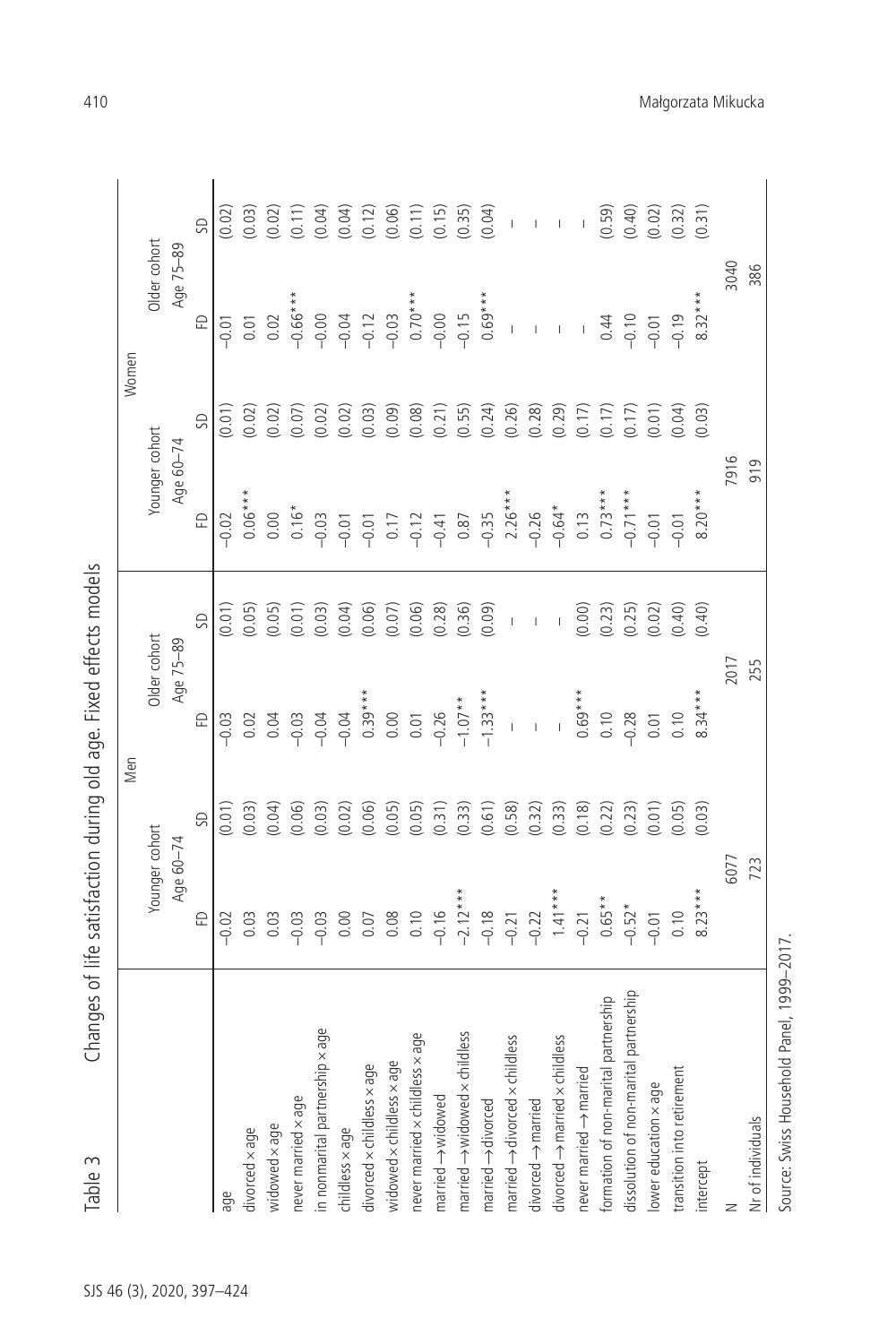Table 3 Changes of life satisfaction during old age. Fixed effects models

| | Men | | | | Women | | | |
|---|---|---|---|---|---|---|---|---|
| | Younger cohort Age 60–74 | | Older cohort Age 75–89 | | Younger cohort Age 60–74 | | Older cohort Age 75–89 | |
| | FD | SD | FD | SD | FD | SD | FD | SD |
| age | −0.02 | (0.01) | −0.03 | (0.01) | −0.02 | (0.01) | −0.01 | (0.02) |
| divorced × age | 0.03 | (0.03) | 0.02 | (0.05) | 0.06*** | (0.02) | 0.01 | (0.03) |
| widowed × age | 0.03 | (0.04) | 0.04 | (0.05) | 0.00 | (0.02) | 0.02 | (0.02) |
| never married × age | −0.03 | (0.06) | −0.03 | (0.01) | 0.16* | (0.07) | −0.66*** | (0.11) |
| in nonmarital partnership × age | −0.03 | (0.03) | −0.04 | (0.03) | −0.03 | (0.02) | −0.00 | (0.04) |
| childless × age | 0.00 | (0.02) | −0.04 | (0.04) | −0.01 | (0.02) | −0.04 | (0.04) |
| divorced × childless × age | 0.07 | (0.06) | 0.39*** | (0.06) | −0.01 | (0.03) | −0.12 | (0.12) |
| widowed × childless × age | 0.08 | (0.05) | 0.00 | (0.07) | 0.17 | (0.09) | −0.03 | (0.06) |
| never married × childless × age | 0.10 | (0.05) | 0.01 | (0.06) | −0.12 | (0.08) | 0.70*** | (0.11) |
| married → widowed | −0.16 | (0.31) | −0.26 | (0.28) | −0.41 | (0.21) | −0.00 | (0.15) |
| married → widowed × childless | −2.12*** | (0.33) | −1.07** | (0.36) | 0.87 | (0.55) | −0.15 | (0.35) |
| married → divorced | −0.18 | (0.61) | −1.33*** | (0.09) | −0.35 | (0.24) | 0.69*** | (0.04) |
| married → divorced × childless | −0.21 | (0.58) | – | – | 2.26*** | (0.26) | – | – |
| divorced → married | −0.22 | (0.32) | – | – | −0.26 | (0.28) | – | – |
| divorced → married × childless | 1.41*** | (0.33) | – | – | −0.64* | (0.29) | – | – |
| never married → married | −0.21 | (0.18) | 0.69*** | (0.00) | 0.13 | (0.17) | – | – |
| formation of non-marital partnership | 0.65** | (0.22) | 0.10 | (0.23) | 0.73*** | (0.17) | 0.44 | (0.59) |
| dissolution of non-marital partnership | −0.52* | (0.23) | −0.28 | (0.25) | −0.71*** | (0.17) | −0.10 | (0.40) |
| lower education × age | −0.01 | (0.01) | 0.01 | (0.02) | −0.01 | (0.01) | −0.01 | (0.02) |
| transition into retirement | 0.10 | (0.05) | 0.10 | (0.40) | −0.01 | (0.04) | −0.19 | (0.32) |
| intercept | 8.23*** | (0.03) | 8.34*** | (0.40) | 8.20*** | (0.03) | 8.32*** | (0.31) |
| N | 6077 | | 2017 | | 7916 | | 3040 | |
| Nr of individuals | 723 | | 255 | | 919 | | 386 | |

Source: Swiss Household Panel, 1999–2017.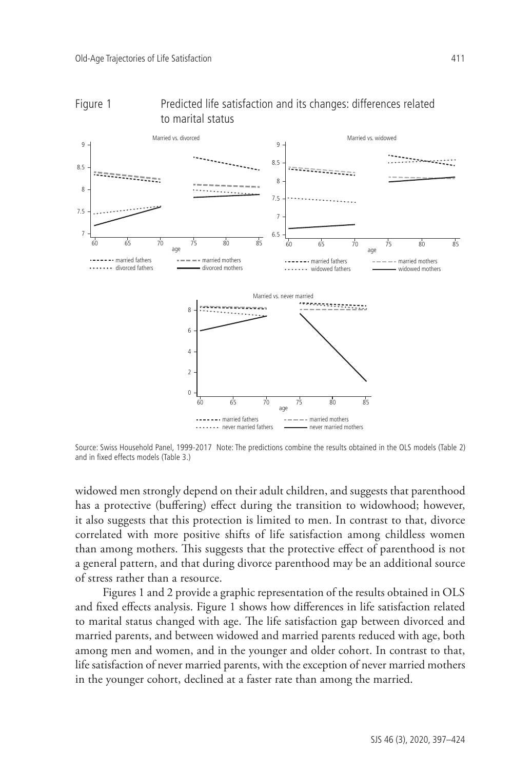Figure 1 Predicted life satisfaction and its changes: differences related to marital status

Source: Swiss Household Panel, 1999-2017 Note: The predictions combine the results obtained in the OLS models (Table 2) and in fixed effects models (Table 3.)

widowed men strongly depend on their adult children, and suggests that parenthood has a protective (buffering) effect during the transition to widowhood; however, it also suggests that this protection is limited to men. In contrast to that, divorce correlated with more positive shifts of life satisfaction among childless women than among mothers. This suggests that the protective effect of parenthood is not a general pattern, and that during divorce parenthood may be an additional source of stress rather than a resource.

Figures 1 and 2 provide a graphic representation of the results obtained in OLS and fixed effects analysis. Figure 1 shows how differences in life satisfaction related to marital status changed with age. The life satisfaction gap between divorced and married parents, and between widowed and married parents reduced with age, both among men and women, and in the younger and older cohort. In contrast to that, life satisfaction of never married parents, with the exception of never married mothers in the younger cohort, declined at a faster rate than among the married.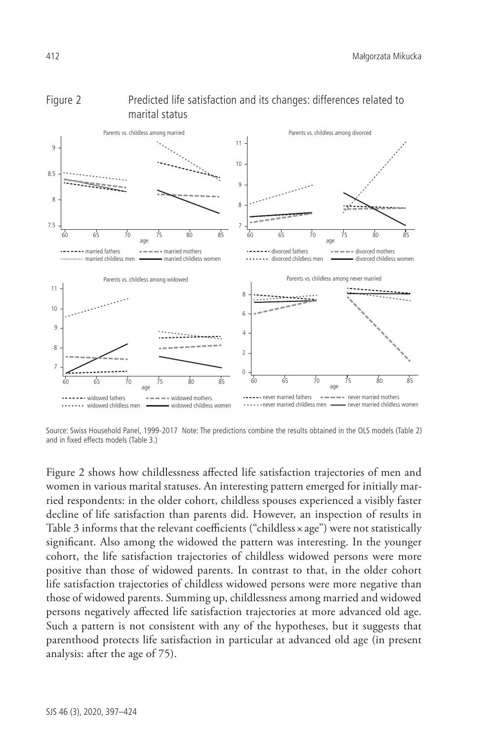Figure 2 Predicted life satisfaction and its changes: differences related to marital status

Source: Swiss Household Panel, 1999-2017 Note: The predictions combine the results obtained in the OLS models (Table 2) and in fixed effects models (Table 3.)

Figure 2 shows how childlessness affected life satisfaction trajectories of men and women in various marital statuses. An interesting pattern emerged for initially married respondents: in the older cohort, childless spouses experienced a visibly faster decline of life satisfaction than parents did. However, an inspection of results in Table 3 informs that the relevant coefficients ("childless × age") were not statistically significant. Also among the widowed the pattern was interesting. In the younger cohort, the life satisfaction trajectories of childless widowed persons were more positive than those of widowed parents. In contrast to that, in the older cohort life satisfaction trajectories of childless widowed persons were more negative than those of widowed parents. Summing up, childlessness among married and widowed persons negatively affected life satisfaction trajectories at more advanced old age. Such a pattern is not consistent with any of the hypotheses, but it suggests that parenthood protects life satisfaction in particular at advanced old age (in present analysis: after the age of 75).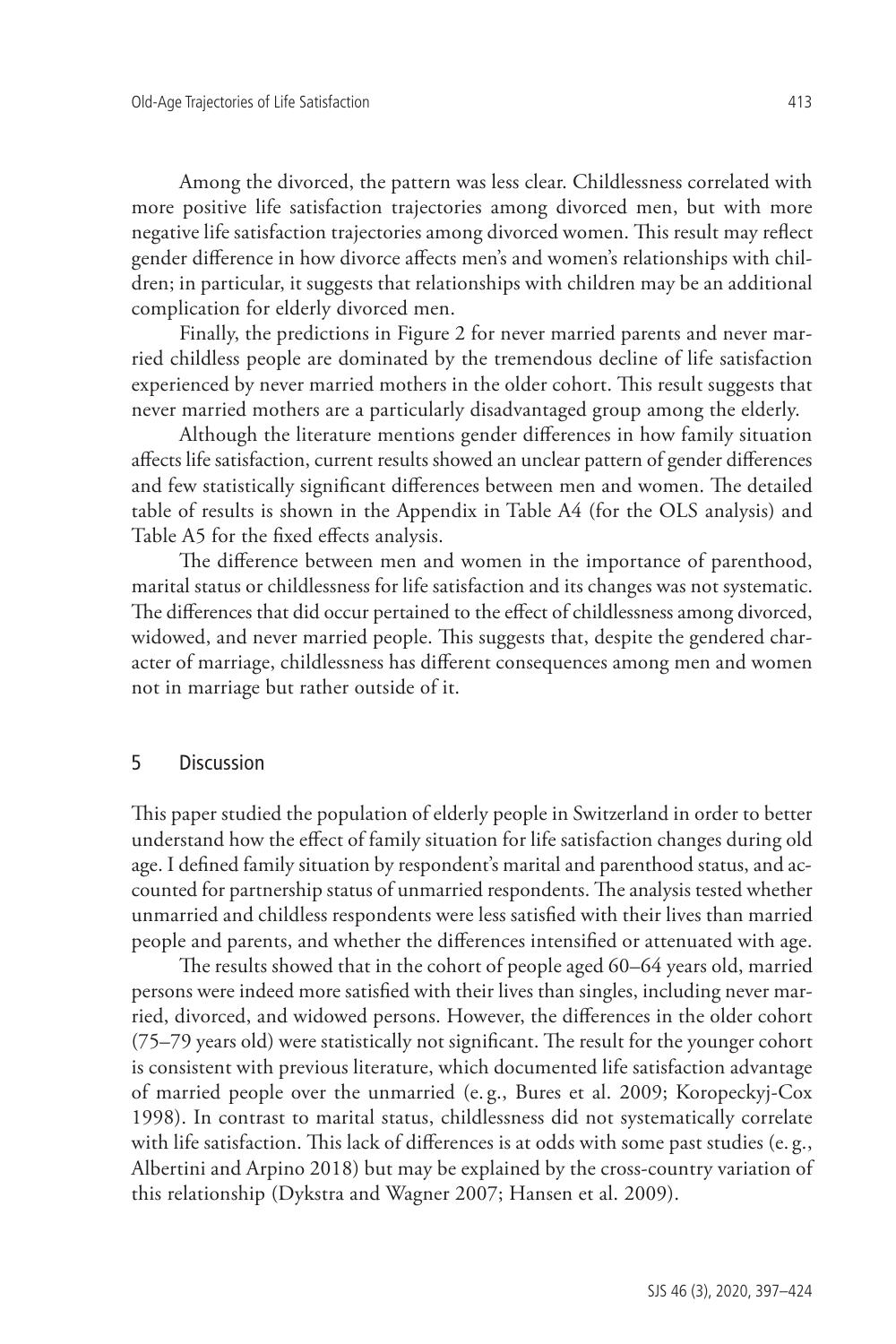Among the divorced, the pattern was less clear. Childlessness correlated with more positive life satisfaction trajectories among divorced men, but with more negative life satisfaction trajectories among divorced women. This result may reflect gender difference in how divorce affects men's and women's relationships with children; in particular, it suggests that relationships with children may be an additional complication for elderly divorced men.

Finally, the predictions in Figure 2 for never married parents and never married childless people are dominated by the tremendous decline of life satisfaction experienced by never married mothers in the older cohort. This result suggests that never married mothers are a particularly disadvantaged group among the elderly.

Although the literature mentions gender differences in how family situation affects life satisfaction, current results showed an unclear pattern of gender differences and few statistically significant differences between men and women. The detailed table of results is shown in the Appendix in Table A4 (for the OLS analysis) and Table A5 for the fixed effects analysis.

The difference between men and women in the importance of parenthood, marital status or childlessness for life satisfaction and its changes was not systematic. The differences that did occur pertained to the effect of childlessness among divorced, widowed, and never married people. This suggests that, despite the gendered character of marriage, childlessness has different consequences among men and women not in marriage but rather outside of it.

## 5 Discussion

This paper studied the population of elderly people in Switzerland in order to better understand how the effect of family situation for life satisfaction changes during old age. I defined family situation by respondent's marital and parenthood status, and accounted for partnership status of unmarried respondents. The analysis tested whether unmarried and childless respondents were less satisfied with their lives than married people and parents, and whether the differences intensified or attenuated with age.

The results showed that in the cohort of people aged 60–64 years old, married persons were indeed more satisfied with their lives than singles, including never married, divorced, and widowed persons. However, the differences in the older cohort (75–79 years old) were statistically not significant. The result for the younger cohort is consistent with previous literature, which documented life satisfaction advantage of married people over the unmarried (e. g., Bures et al. 2009; Koropeckyj-Cox 1998). In contrast to marital status, childlessness did not systematically correlate with life satisfaction. This lack of differences is at odds with some past studies (e. g., Albertini and Arpino 2018) but may be explained by the cross-country variation of this relationship (Dykstra and Wagner 2007; Hansen et al. 2009).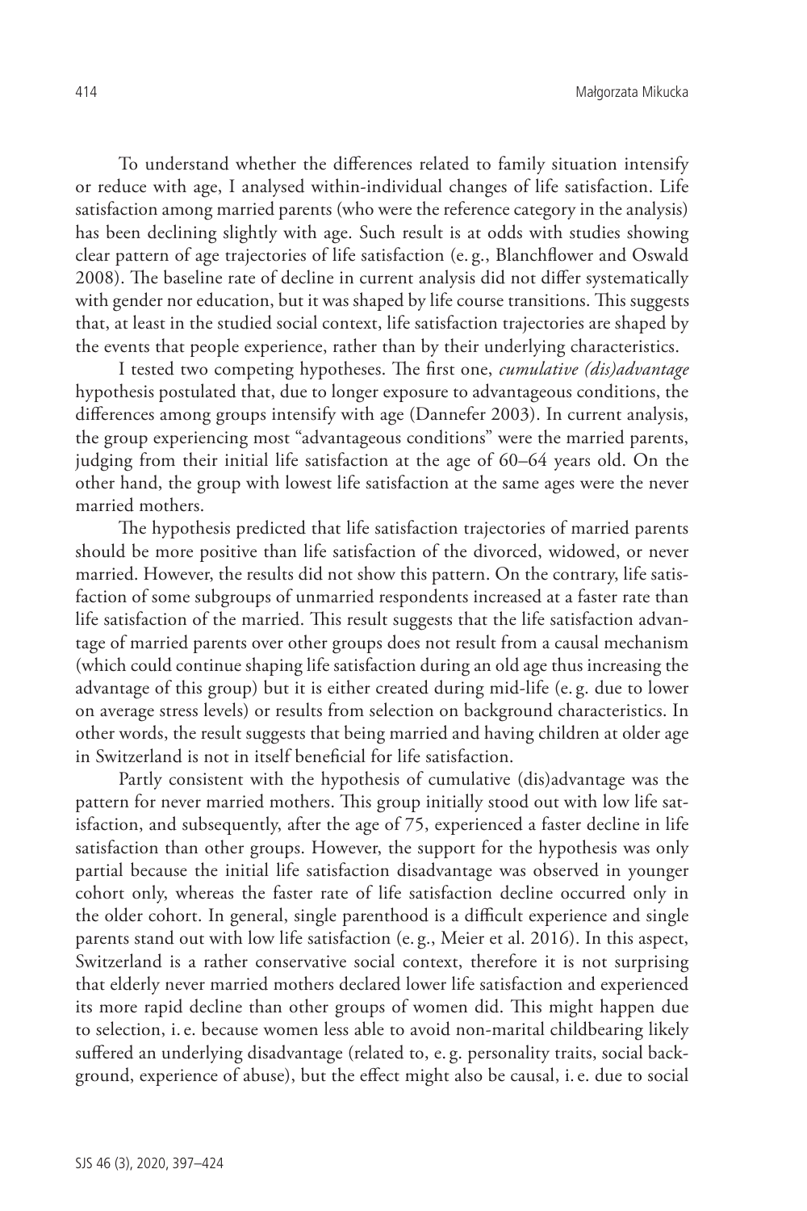To understand whether the differences related to family situation intensify or reduce with age, I analysed within-individual changes of life satisfaction. Life satisfaction among married parents (who were the reference category in the analysis) has been declining slightly with age. Such result is at odds with studies showing clear pattern of age trajectories of life satisfaction (e. g., Blanchflower and Oswald 2008). The baseline rate of decline in current analysis did not differ systematically with gender nor education, but it was shaped by life course transitions. This suggests that, at least in the studied social context, life satisfaction trajectories are shaped by the events that people experience, rather than by their underlying characteristics.

I tested two competing hypotheses. The first one, *cumulative (dis)advantage* hypothesis postulated that, due to longer exposure to advantageous conditions, the differences among groups intensify with age (Dannefer 2003). In current analysis, the group experiencing most "advantageous conditions" were the married parents, judging from their initial life satisfaction at the age of 60–64 years old. On the other hand, the group with lowest life satisfaction at the same ages were the never married mothers.

The hypothesis predicted that life satisfaction trajectories of married parents should be more positive than life satisfaction of the divorced, widowed, or never married. However, the results did not show this pattern. On the contrary, life satisfaction of some subgroups of unmarried respondents increased at a faster rate than life satisfaction of the married. This result suggests that the life satisfaction advantage of married parents over other groups does not result from a causal mechanism (which could continue shaping life satisfaction during an old age thus increasing the advantage of this group) but it is either created during mid-life (e. g. due to lower on average stress levels) or results from selection on background characteristics. In other words, the result suggests that being married and having children at older age in Switzerland is not in itself beneficial for life satisfaction.

Partly consistent with the hypothesis of cumulative (dis)advantage was the pattern for never married mothers. This group initially stood out with low life satisfaction, and subsequently, after the age of 75, experienced a faster decline in life satisfaction than other groups. However, the support for the hypothesis was only partial because the initial life satisfaction disadvantage was observed in younger cohort only, whereas the faster rate of life satisfaction decline occurred only in the older cohort. In general, single parenthood is a difficult experience and single parents stand out with low life satisfaction (e. g., Meier et al. 2016). In this aspect, Switzerland is a rather conservative social context, therefore it is not surprising that elderly never married mothers declared lower life satisfaction and experienced its more rapid decline than other groups of women did. This might happen due to selection, i. e. because women less able to avoid non-marital childbearing likely suffered an underlying disadvantage (related to, e. g. personality traits, social background, experience of abuse), but the effect might also be causal, i. e. due to social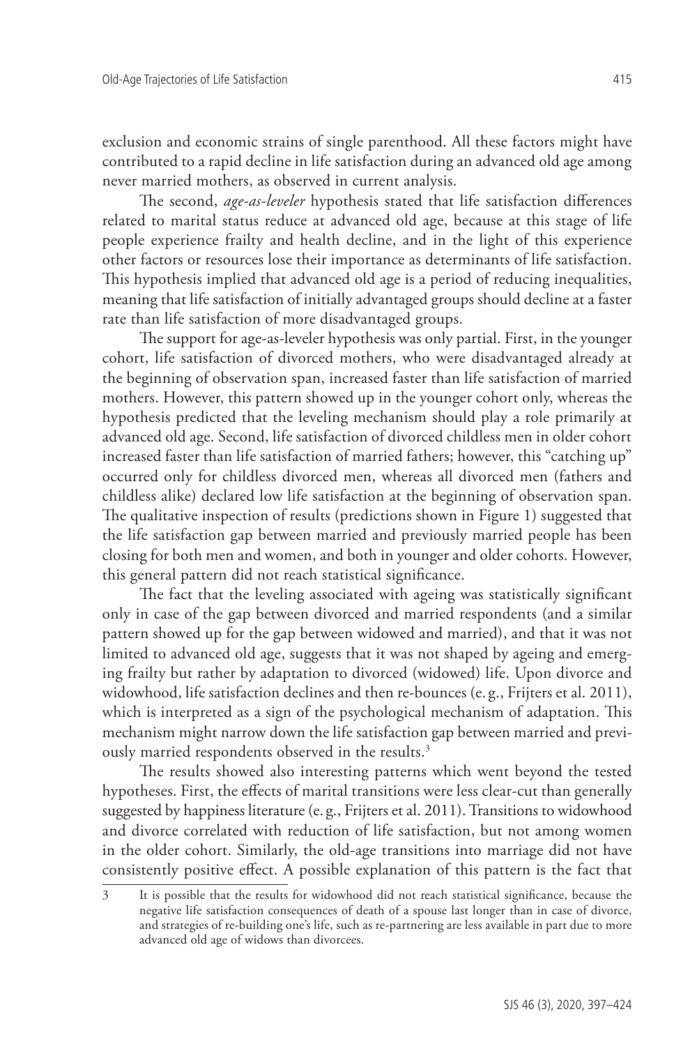exclusion and economic strains of single parenthood. All these factors might have contributed to a rapid decline in life satisfaction during an advanced old age among never married mothers, as observed in current analysis.

The second, *age-as-leveler* hypothesis stated that life satisfaction differences related to marital status reduce at advanced old age, because at this stage of life people experience frailty and health decline, and in the light of this experience other factors or resources lose their importance as determinants of life satisfaction. This hypothesis implied that advanced old age is a period of reducing inequalities, meaning that life satisfaction of initially advantaged groups should decline at a faster rate than life satisfaction of more disadvantaged groups.

The support for age-as-leveler hypothesis was only partial. First, in the younger cohort, life satisfaction of divorced mothers, who were disadvantaged already at the beginning of observation span, increased faster than life satisfaction of married mothers. However, this pattern showed up in the younger cohort only, whereas the hypothesis predicted that the leveling mechanism should play a role primarily at advanced old age. Second, life satisfaction of divorced childless men in older cohort increased faster than life satisfaction of married fathers; however, this "catching up" occurred only for childless divorced men, whereas all divorced men (fathers and childless alike) declared low life satisfaction at the beginning of observation span. The qualitative inspection of results (predictions shown in Figure 1) suggested that the life satisfaction gap between married and previously married people has been closing for both men and women, and both in younger and older cohorts. However, this general pattern did not reach statistical significance.

The fact that the leveling associated with ageing was statistically significant only in case of the gap between divorced and married respondents (and a similar pattern showed up for the gap between widowed and married), and that it was not limited to advanced old age, suggests that it was not shaped by ageing and emerging frailty but rather by adaptation to divorced (widowed) life. Upon divorce and widowhood, life satisfaction declines and then re-bounces (e. g., Frijters et al. 2011), which is interpreted as a sign of the psychological mechanism of adaptation. This mechanism might narrow down the life satisfaction gap between married and previously married respondents observed in the results.[3]

The results showed also interesting patterns which went beyond the tested hypotheses. First, the effects of marital transitions were less clear-cut than generally suggested by happiness literature (e. g., Frijters et al. 2011). Transitions to widowhood and divorce correlated with reduction of life satisfaction, but not among women in the older cohort. Similarly, the old-age transitions into marriage did not have consistently positive effect. A possible explanation of this pattern is the fact that

3 It is possible that the results for widowhood did not reach statistical significance, because the negative life satisfaction consequences of death of a spouse last longer than in case of divorce, and strategies of re-building one's life, such as re-partnering are less available in part due to more advanced old age of widows than divorcees.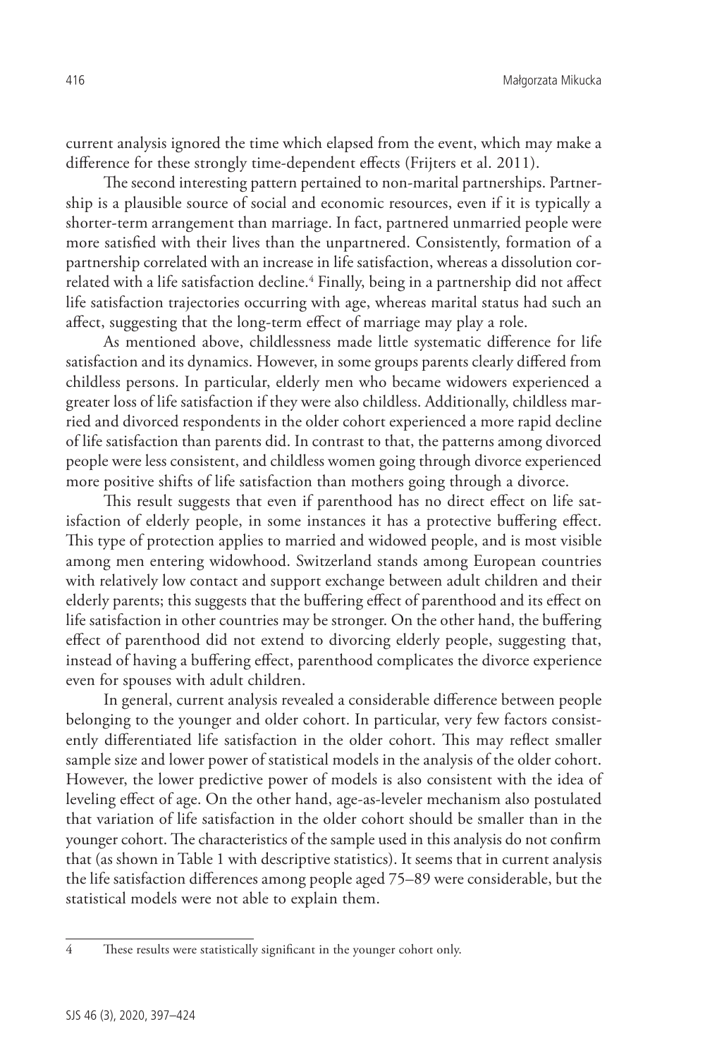current analysis ignored the time which elapsed from the event, which may make a difference for these strongly time-dependent effects (Frijters et al. 2011).

The second interesting pattern pertained to non-marital partnerships. Partnership is a plausible source of social and economic resources, even if it is typically a shorter-term arrangement than marriage. In fact, partnered unmarried people were more satisfied with their lives than the unpartnered. Consistently, formation of a partnership correlated with an increase in life satisfaction, whereas a dissolution correlated with a life satisfaction decline.[4] Finally, being in a partnership did not affect life satisfaction trajectories occurring with age, whereas marital status had such an affect, suggesting that the long-term effect of marriage may play a role.

As mentioned above, childlessness made little systematic difference for life satisfaction and its dynamics. However, in some groups parents clearly differed from childless persons. In particular, elderly men who became widowers experienced a greater loss of life satisfaction if they were also childless. Additionally, childless married and divorced respondents in the older cohort experienced a more rapid decline of life satisfaction than parents did. In contrast to that, the patterns among divorced people were less consistent, and childless women going through divorce experienced more positive shifts of life satisfaction than mothers going through a divorce.

This result suggests that even if parenthood has no direct effect on life satisfaction of elderly people, in some instances it has a protective buffering effect. This type of protection applies to married and widowed people, and is most visible among men entering widowhood. Switzerland stands among European countries with relatively low contact and support exchange between adult children and their elderly parents; this suggests that the buffering effect of parenthood and its effect on life satisfaction in other countries may be stronger. On the other hand, the buffering effect of parenthood did not extend to divorcing elderly people, suggesting that, instead of having a buffering effect, parenthood complicates the divorce experience even for spouses with adult children.

In general, current analysis revealed a considerable difference between people belonging to the younger and older cohort. In particular, very few factors consistently differentiated life satisfaction in the older cohort. This may reflect smaller sample size and lower power of statistical models in the analysis of the older cohort. However, the lower predictive power of models is also consistent with the idea of leveling effect of age. On the other hand, age-as-leveler mechanism also postulated that variation of life satisfaction in the older cohort should be smaller than in the younger cohort. The characteristics of the sample used in this analysis do not confirm that (as shown in Table 1 with descriptive statistics). It seems that in current analysis the life satisfaction differences among people aged 75–89 were considerable, but the statistical models were not able to explain them.

---

4 These results were statistically significant in the younger cohort only.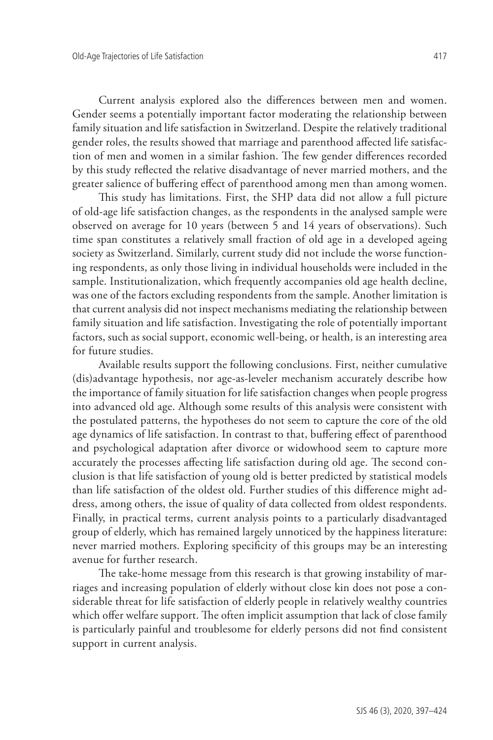Current analysis explored also the differences between men and women. Gender seems a potentially important factor moderating the relationship between family situation and life satisfaction in Switzerland. Despite the relatively traditional gender roles, the results showed that marriage and parenthood affected life satisfaction of men and women in a similar fashion. The few gender differences recorded by this study reflected the relative disadvantage of never married mothers, and the greater salience of buffering effect of parenthood among men than among women.

This study has limitations. First, the SHP data did not allow a full picture of old-age life satisfaction changes, as the respondents in the analysed sample were observed on average for 10 years (between 5 and 14 years of observations). Such time span constitutes a relatively small fraction of old age in a developed ageing society as Switzerland. Similarly, current study did not include the worse functioning respondents, as only those living in individual households were included in the sample. Institutionalization, which frequently accompanies old age health decline, was one of the factors excluding respondents from the sample. Another limitation is that current analysis did not inspect mechanisms mediating the relationship between family situation and life satisfaction. Investigating the role of potentially important factors, such as social support, economic well-being, or health, is an interesting area for future studies.

Available results support the following conclusions. First, neither cumulative (dis)advantage hypothesis, nor age-as-leveler mechanism accurately describe how the importance of family situation for life satisfaction changes when people progress into advanced old age. Although some results of this analysis were consistent with the postulated patterns, the hypotheses do not seem to capture the core of the old age dynamics of life satisfaction. In contrast to that, buffering effect of parenthood and psychological adaptation after divorce or widowhood seem to capture more accurately the processes affecting life satisfaction during old age. The second conclusion is that life satisfaction of young old is better predicted by statistical models than life satisfaction of the oldest old. Further studies of this difference might address, among others, the issue of quality of data collected from oldest respondents. Finally, in practical terms, current analysis points to a particularly disadvantaged group of elderly, which has remained largely unnoticed by the happiness literature: never married mothers. Exploring specificity of this groups may be an interesting avenue for further research.

The take-home message from this research is that growing instability of marriages and increasing population of elderly without close kin does not pose a considerable threat for life satisfaction of elderly people in relatively wealthy countries which offer welfare support. The often implicit assumption that lack of close family is particularly painful and troublesome for elderly persons did not find consistent support in current analysis.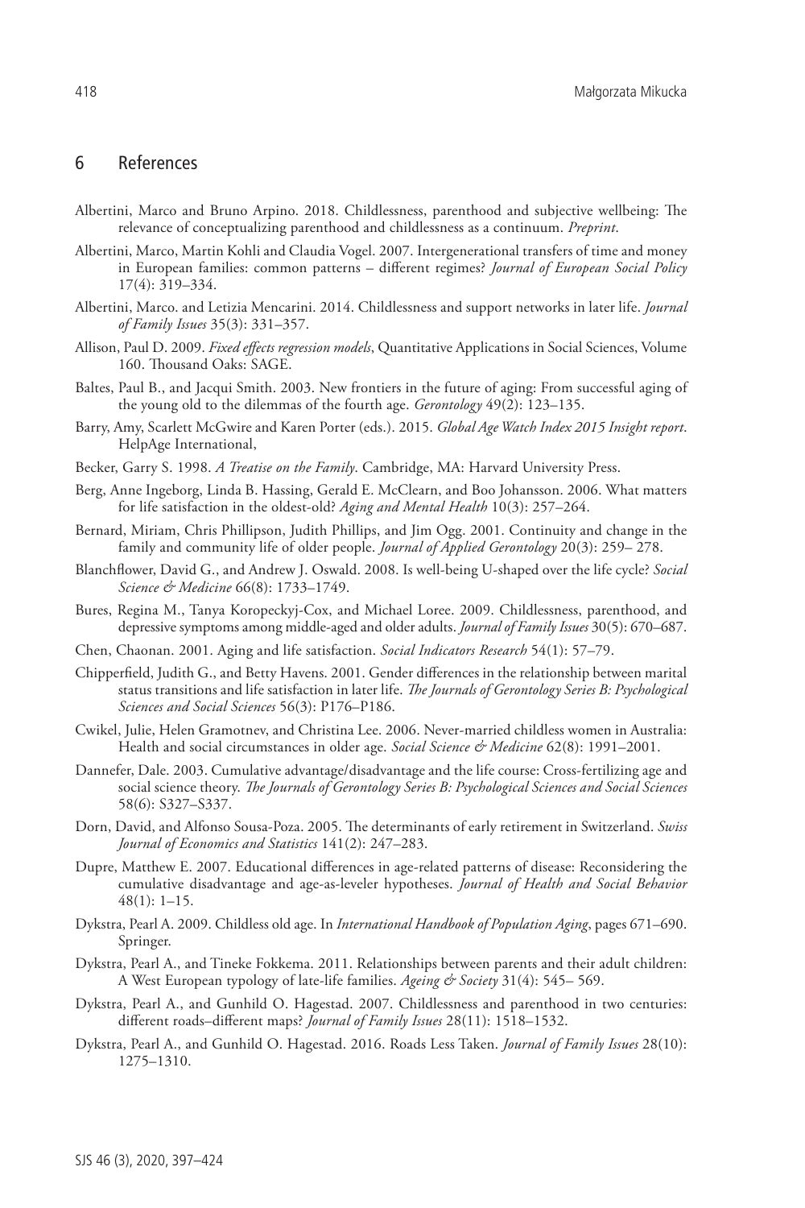## 6 References

Albertini, Marco and Bruno Arpino. 2018. Childlessness, parenthood and subjective wellbeing: The relevance of conceptualizing parenthood and childlessness as a continuum. *Preprint*.

Albertini, Marco, Martin Kohli and Claudia Vogel. 2007. Intergenerational transfers of time and money in European families: common patterns – different regimes? *Journal of European Social Policy* 17(4): 319–334.

Albertini, Marco. and Letizia Mencarini. 2014. Childlessness and support networks in later life. *Journal of Family Issues* 35(3): 331–357.

Allison, Paul D. 2009. *Fixed effects regression models*, Quantitative Applications in Social Sciences, Volume 160. Thousand Oaks: SAGE.

Baltes, Paul B., and Jacqui Smith. 2003. New frontiers in the future of aging: From successful aging of the young old to the dilemmas of the fourth age. *Gerontology* 49(2): 123–135.

Barry, Amy, Scarlett McGwire and Karen Porter (eds.). 2015. *Global Age Watch Index 2015 Insight report*. HelpAge International,

Becker, Garry S. 1998. *A Treatise on the Family*. Cambridge, MA: Harvard University Press.

Berg, Anne Ingeborg, Linda B. Hassing, Gerald E. McClearn, and Boo Johansson. 2006. What matters for life satisfaction in the oldest-old? *Aging and Mental Health* 10(3): 257–264.

Bernard, Miriam, Chris Phillipson, Judith Phillips, and Jim Ogg. 2001. Continuity and change in the family and community life of older people. *Journal of Applied Gerontology* 20(3): 259– 278.

Blanchflower, David G., and Andrew J. Oswald. 2008. Is well-being U-shaped over the life cycle? *Social Science & Medicine* 66(8): 1733–1749.

Bures, Regina M., Tanya Koropeckyj-Cox, and Michael Loree. 2009. Childlessness, parenthood, and depressive symptoms among middle-aged and older adults. *Journal of Family Issues* 30(5): 670–687.

Chen, Chaonan. 2001. Aging and life satisfaction. *Social Indicators Research* 54(1): 57–79.

Chipperfield, Judith G., and Betty Havens. 2001. Gender differences in the relationship between marital status transitions and life satisfaction in later life. *The Journals of Gerontology Series B: Psychological Sciences and Social Sciences* 56(3): P176–P186.

Cwikel, Julie, Helen Gramotnev, and Christina Lee. 2006. Never-married childless women in Australia: Health and social circumstances in older age. *Social Science & Medicine* 62(8): 1991–2001.

Dannefer, Dale. 2003. Cumulative advantage/disadvantage and the life course: Cross-fertilizing age and social science theory. *The Journals of Gerontology Series B: Psychological Sciences and Social Sciences* 58(6): S327–S337.

Dorn, David, and Alfonso Sousa-Poza. 2005. The determinants of early retirement in Switzerland. *Swiss Journal of Economics and Statistics* 141(2): 247–283.

Dupre, Matthew E. 2007. Educational differences in age-related patterns of disease: Reconsidering the cumulative disadvantage and age-as-leveler hypotheses. *Journal of Health and Social Behavior* 48(1): 1–15.

Dykstra, Pearl A. 2009. Childless old age. In *International Handbook of Population Aging*, pages 671–690. Springer.

Dykstra, Pearl A., and Tineke Fokkema. 2011. Relationships between parents and their adult children: A West European typology of late-life families. *Ageing & Society* 31(4): 545– 569.

Dykstra, Pearl A., and Gunhild O. Hagestad. 2007. Childlessness and parenthood in two centuries: different roads–different maps? *Journal of Family Issues* 28(11): 1518–1532.

Dykstra, Pearl A., and Gunhild O. Hagestad. 2016. Roads Less Taken. *Journal of Family Issues* 28(10): 1275–1310.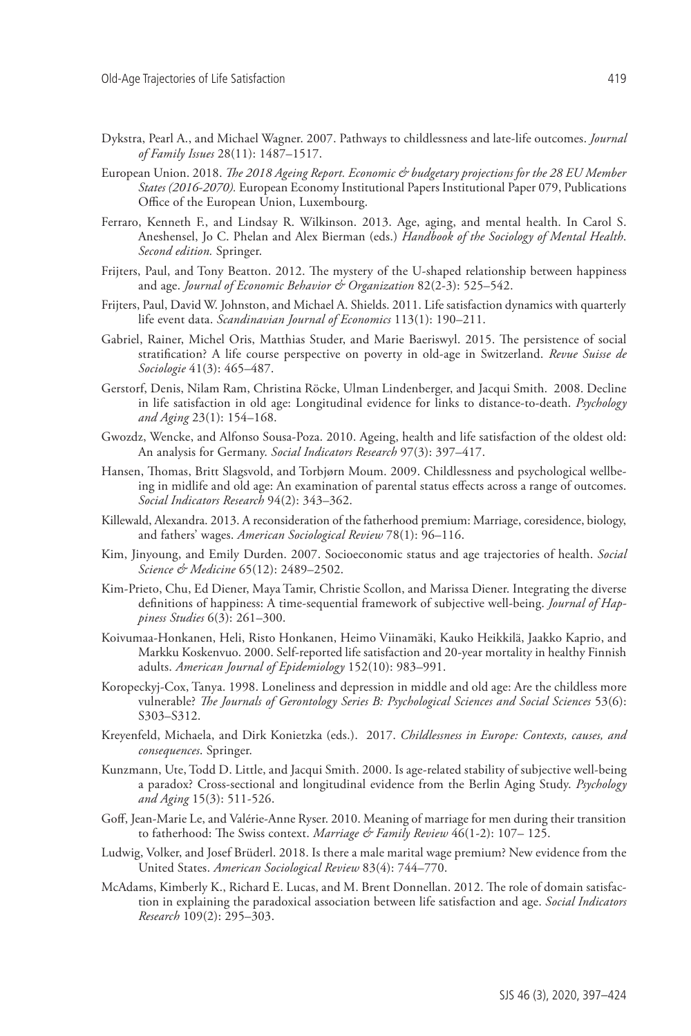Dykstra, Pearl A., and Michael Wagner. 2007. Pathways to childlessness and late-life outcomes. *Journal of Family Issues* 28(11): 1487–1517.

European Union. 2018. *The 2018 Ageing Report. Economic & budgetary projections for the 28 EU Member States (2016-2070).* European Economy Institutional Papers Institutional Paper 079, Publications Office of the European Union, Luxembourg.

Ferraro, Kenneth F., and Lindsay R. Wilkinson. 2013. Age, aging, and mental health. In Carol S. Aneshensel, Jo C. Phelan and Alex Bierman (eds.) *Handbook of the Sociology of Mental Health. Second edition.* Springer.

Frijters, Paul, and Tony Beatton. 2012. The mystery of the U-shaped relationship between happiness and age. *Journal of Economic Behavior & Organization* 82(2-3): 525–542.

Frijters, Paul, David W. Johnston, and Michael A. Shields. 2011. Life satisfaction dynamics with quarterly life event data. *Scandinavian Journal of Economics* 113(1): 190–211.

Gabriel, Rainer, Michel Oris, Matthias Studer, and Marie Baeriswyl. 2015. The persistence of social stratification? A life course perspective on poverty in old-age in Switzerland. *Revue Suisse de Sociologie* 41(3): 465–487.

Gerstorf, Denis, Nilam Ram, Christina Röcke, Ulman Lindenberger, and Jacqui Smith. 2008. Decline in life satisfaction in old age: Longitudinal evidence for links to distance-to-death. *Psychology and Aging* 23(1): 154–168.

Gwozdz, Wencke, and Alfonso Sousa-Poza. 2010. Ageing, health and life satisfaction of the oldest old: An analysis for Germany. *Social Indicators Research* 97(3): 397–417.

Hansen, Thomas, Britt Slagsvold, and Torbjørn Moum. 2009. Childlessness and psychological wellbeing in midlife and old age: An examination of parental status effects across a range of outcomes. *Social Indicators Research* 94(2): 343–362.

Killewald, Alexandra. 2013. A reconsideration of the fatherhood premium: Marriage, coresidence, biology, and fathers' wages. *American Sociological Review* 78(1): 96–116.

Kim, Jinyoung, and Emily Durden. 2007. Socioeconomic status and age trajectories of health. *Social Science & Medicine* 65(12): 2489–2502.

Kim-Prieto, Chu, Ed Diener, Maya Tamir, Christie Scollon, and Marissa Diener. Integrating the diverse definitions of happiness: A time-sequential framework of subjective well-being. *Journal of Happiness Studies* 6(3): 261–300.

Koivumaa-Honkanen, Heli, Risto Honkanen, Heimo Viinamäki, Kauko Heikkilä, Jaakko Kaprio, and Markku Koskenvuo. 2000. Self-reported life satisfaction and 20-year mortality in healthy Finnish adults. *American Journal of Epidemiology* 152(10): 983–991.

Koropeckyj-Cox, Tanya. 1998. Loneliness and depression in middle and old age: Are the childless more vulnerable? *The Journals of Gerontology Series B: Psychological Sciences and Social Sciences* 53(6): S303–S312.

Kreyenfeld, Michaela, and Dirk Konietzka (eds.). 2017. *Childlessness in Europe: Contexts, causes, and consequences*. Springer.

Kunzmann, Ute, Todd D. Little, and Jacqui Smith. 2000. Is age-related stability of subjective well-being a paradox? Cross-sectional and longitudinal evidence from the Berlin Aging Study. *Psychology and Aging* 15(3): 511-526.

Goff, Jean-Marie Le, and Valérie-Anne Ryser. 2010. Meaning of marriage for men during their transition to fatherhood: The Swiss context. *Marriage & Family Review* 46(1-2): 107– 125.

Ludwig, Volker, and Josef Brüderl. 2018. Is there a male marital wage premium? New evidence from the United States. *American Sociological Review* 83(4): 744–770.

McAdams, Kimberly K., Richard E. Lucas, and M. Brent Donnellan. 2012. The role of domain satisfaction in explaining the paradoxical association between life satisfaction and age. *Social Indicators Research* 109(2): 295–303.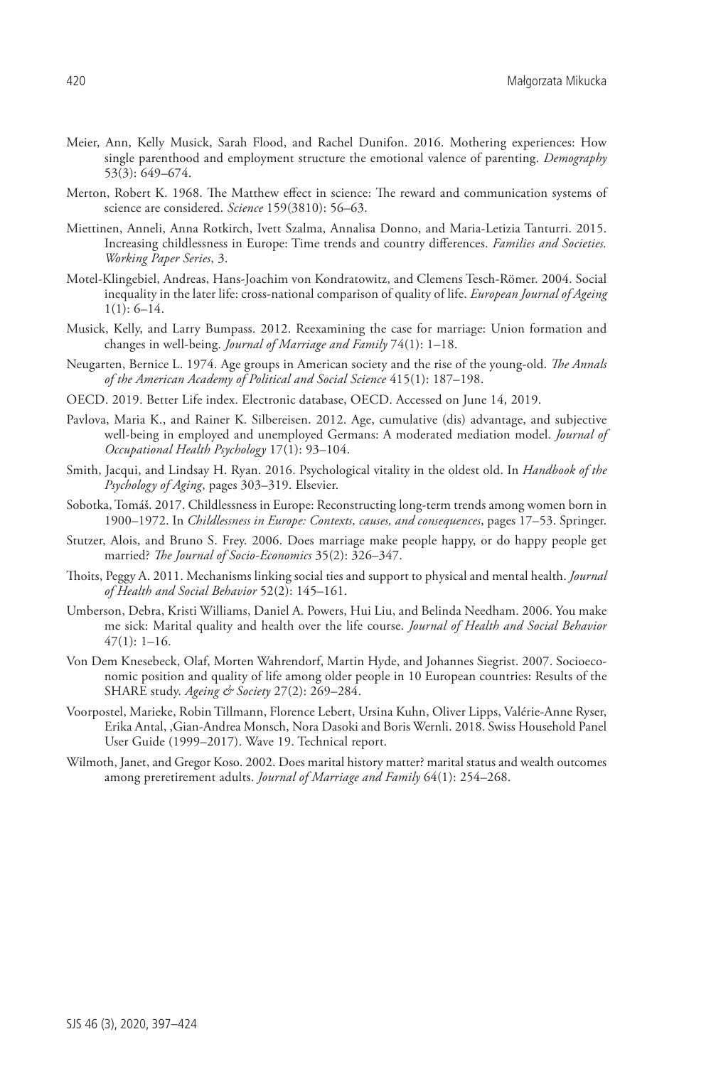Meier, Ann, Kelly Musick, Sarah Flood, and Rachel Dunifon. 2016. Mothering experiences: How single parenthood and employment structure the emotional valence of parenting. *Demography* 53(3): 649–674.

Merton, Robert K. 1968. The Matthew effect in science: The reward and communication systems of science are considered. *Science* 159(3810): 56–63.

Miettinen, Anneli, Anna Rotkirch, Ivett Szalma, Annalisa Donno, and Maria-Letizia Tanturri. 2015. Increasing childlessness in Europe: Time trends and country differences. *Families and Societies. Working Paper Series*, 3.

Motel-Klingebiel, Andreas, Hans-Joachim von Kondratowitz, and Clemens Tesch-Römer. 2004. Social inequality in the later life: cross-national comparison of quality of life. *European Journal of Ageing* 1(1): 6–14.

Musick, Kelly, and Larry Bumpass. 2012. Reexamining the case for marriage: Union formation and changes in well-being. *Journal of Marriage and Family* 74(1): 1–18.

Neugarten, Bernice L. 1974. Age groups in American society and the rise of the young-old. *The Annals of the American Academy of Political and Social Science* 415(1): 187–198.

OECD. 2019. Better Life index. Electronic database, OECD. Accessed on June 14, 2019.

Pavlova, Maria K., and Rainer K. Silbereisen. 2012. Age, cumulative (dis) advantage, and subjective well-being in employed and unemployed Germans: A moderated mediation model. *Journal of Occupational Health Psychology* 17(1): 93–104.

Smith, Jacqui, and Lindsay H. Ryan. 2016. Psychological vitality in the oldest old. In *Handbook of the Psychology of Aging*, pages 303–319. Elsevier.

Sobotka, Tomáš. 2017. Childlessness in Europe: Reconstructing long-term trends among women born in 1900–1972. In *Childlessness in Europe: Contexts, causes, and consequences*, pages 17–53. Springer.

Stutzer, Alois, and Bruno S. Frey. 2006. Does marriage make people happy, or do happy people get married? *The Journal of Socio-Economics* 35(2): 326–347.

Thoits, Peggy A. 2011. Mechanisms linking social ties and support to physical and mental health. *Journal of Health and Social Behavior* 52(2): 145–161.

Umberson, Debra, Kristi Williams, Daniel A. Powers, Hui Liu, and Belinda Needham. 2006. You make me sick: Marital quality and health over the life course. *Journal of Health and Social Behavior* 47(1): 1–16.

Von Dem Knesebeck, Olaf, Morten Wahrendorf, Martin Hyde, and Johannes Siegrist. 2007. Socioeconomic position and quality of life among older people in 10 European countries: Results of the SHARE study. *Ageing & Society* 27(2): 269–284.

Voorpostel, Marieke, Robin Tillmann, Florence Lebert, Ursina Kuhn, Oliver Lipps, Valérie-Anne Ryser, Erika Antal, ,Gian-Andrea Monsch, Nora Dasoki and Boris Wernli. 2018. Swiss Household Panel User Guide (1999–2017). Wave 19. Technical report.

Wilmoth, Janet, and Gregor Koso. 2002. Does marital history matter? marital status and wealth outcomes among preretirement adults. *Journal of Marriage and Family* 64(1): 254–268.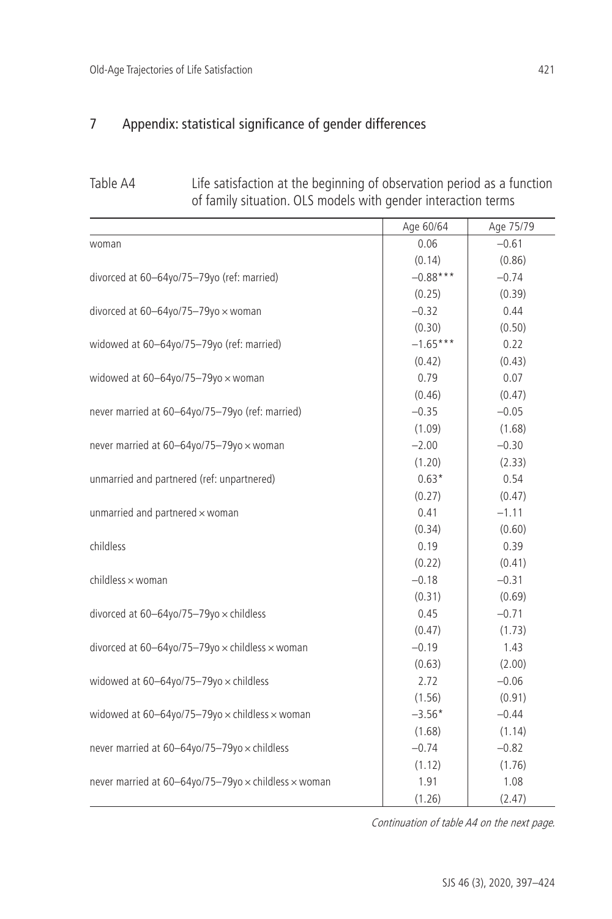## 7 Appendix: statistical significance of gender differences

Table A4 Life satisfaction at the beginning of observation period as a function of family situation. OLS models with gender interaction terms

| | Age 60/64 | Age 75/79 |
|---|---|---|
| woman | 0.06 | −0.61 |
| | (0.14) | (0.86) |
| divorced at 60–64yo/75–79yo (ref: married) | −0.88*** | −0.74 |
| | (0.25) | (0.39) |
| divorced at 60–64yo/75–79yo × woman | −0.32 | 0.44 |
| | (0.30) | (0.50) |
| widowed at 60–64yo/75–79yo (ref: married) | −1.65*** | 0.22 |
| | (0.42) | (0.43) |
| widowed at 60–64yo/75–79yo × woman | 0.79 | 0.07 |
| | (0.46) | (0.47) |
| never married at 60–64yo/75–79yo (ref: married) | −0.35 | −0.05 |
| | (1.09) | (1.68) |
| never married at 60–64yo/75–79yo × woman | −2.00 | −0.30 |
| | (1.20) | (2.33) |
| unmarried and partnered (ref: unpartnered) | 0.63* | 0.54 |
| | (0.27) | (0.47) |
| unmarried and partnered × woman | 0.41 | −1.11 |
| | (0.34) | (0.60) |
| childless | 0.19 | 0.39 |
| | (0.22) | (0.41) |
| childless × woman | −0.18 | −0.31 |
| | (0.31) | (0.69) |
| divorced at 60–64yo/75–79yo × childless | 0.45 | −0.71 |
| | (0.47) | (1.73) |
| divorced at 60–64yo/75–79yo × childless × woman | −0.19 | 1.43 |
| | (0.63) | (2.00) |
| widowed at 60–64yo/75–79yo × childless | 2.72 | −0.06 |
| | (1.56) | (0.91) |
| widowed at 60–64yo/75–79yo × childless × woman | −3.56* | −0.44 |
| | (1.68) | (1.14) |
| never married at 60–64yo/75–79yo × childless | −0.74 | −0.82 |
| | (1.12) | (1.76) |
| never married at 60–64yo/75–79yo × childless × woman | 1.91 | 1.08 |
| | (1.26) | (2.47) |

*Continuation of table A4 on the next page.*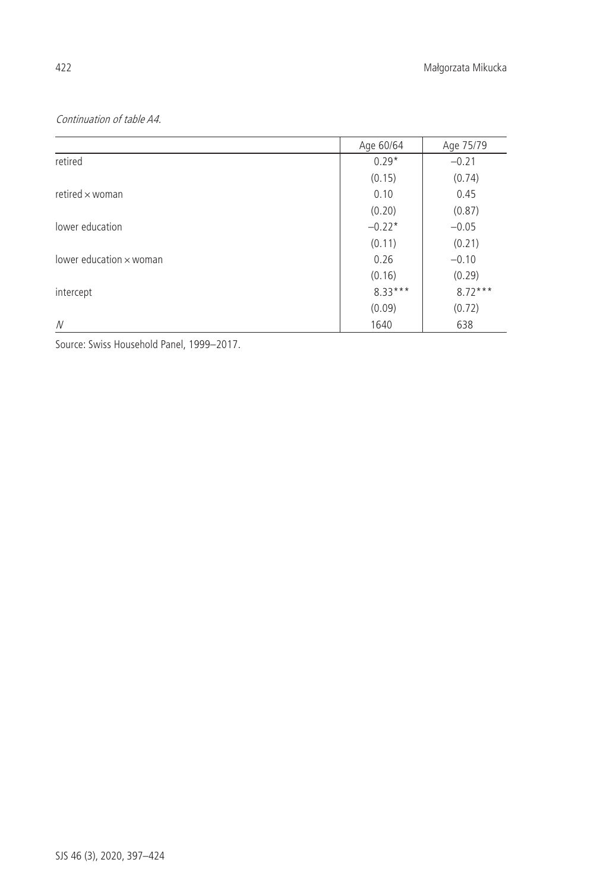*Continuation of table A4.*

| | Age 60/64 | Age 75/79 |
|---|---|---|
| retired | 0.29* | −0.21 |
| | (0.15) | (0.74) |
| retired × woman | 0.10 | 0.45 |
| | (0.20) | (0.87) |
| lower education | −0.22* | −0.05 |
| | (0.11) | (0.21) |
| lower education × woman | 0.26 | −0.10 |
| | (0.16) | (0.29) |
| intercept | 8.33*** | 8.72*** |
| | (0.09) | (0.72) |
| *N* | 1640 | 638 |

Source: Swiss Household Panel, 1999–2017.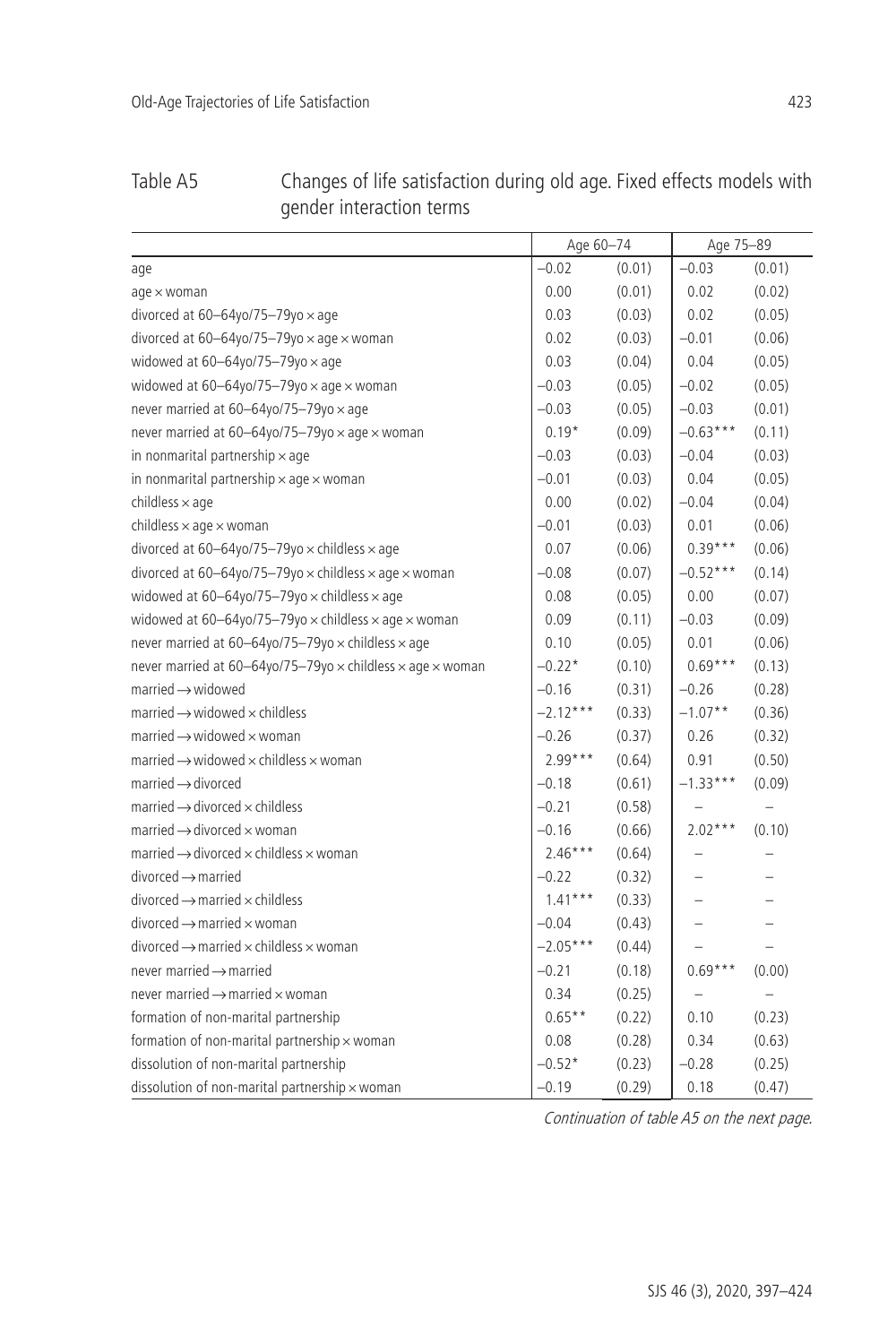Table A5 Changes of life satisfaction during old age. Fixed effects models with gender interaction terms

| | Age 60–74 | | Age 75–89 | |
|---|---|---|---|---|
| age | −0.02 | (0.01) | −0.03 | (0.01) |
| age × woman | 0.00 | (0.01) | 0.02 | (0.02) |
| divorced at 60–64yo/75–79yo × age | 0.03 | (0.03) | 0.02 | (0.05) |
| divorced at 60–64yo/75–79yo × age × woman | 0.02 | (0.03) | −0.01 | (0.06) |
| widowed at 60–64yo/75–79yo × age | 0.03 | (0.04) | 0.04 | (0.05) |
| widowed at 60–64yo/75–79yo × age × woman | −0.03 | (0.05) | −0.02 | (0.05) |
| never married at 60–64yo/75–79yo × age | −0.03 | (0.05) | −0.03 | (0.01) |
| never married at 60–64yo/75–79yo × age × woman | 0.19* | (0.09) | −0.63*** | (0.11) |
| in nonmarital partnership × age | −0.03 | (0.03) | −0.04 | (0.03) |
| in nonmarital partnership × age × woman | −0.01 | (0.03) | 0.04 | (0.05) |
| childless × age | 0.00 | (0.02) | −0.04 | (0.04) |
| childless × age × woman | −0.01 | (0.03) | 0.01 | (0.06) |
| divorced at 60–64yo/75–79yo × childless × age | 0.07 | (0.06) | 0.39*** | (0.06) |
| divorced at 60–64yo/75–79yo × childless × age × woman | −0.08 | (0.07) | −0.52*** | (0.14) |
| widowed at 60–64yo/75–79yo × childless × age | 0.08 | (0.05) | 0.00 | (0.07) |
| widowed at 60–64yo/75–79yo × childless × age × woman | 0.09 | (0.11) | −0.03 | (0.09) |
| never married at 60–64yo/75–79yo × childless × age | 0.10 | (0.05) | 0.01 | (0.06) |
| never married at 60–64yo/75–79yo × childless × age × woman | −0.22* | (0.10) | 0.69*** | (0.13) |
| married → widowed | −0.16 | (0.31) | −0.26 | (0.28) |
| married → widowed × childless | −2.12*** | (0.33) | −1.07** | (0.36) |
| married → widowed × woman | −0.26 | (0.37) | 0.26 | (0.32) |
| married → widowed × childless × woman | 2.99*** | (0.64) | 0.91 | (0.50) |
| married → divorced | −0.18 | (0.61) | −1.33*** | (0.09) |
| married → divorced × childless | −0.21 | (0.58) | – | – |
| married → divorced × woman | −0.16 | (0.66) | 2.02*** | (0.10) |
| married → divorced × childless × woman | 2.46*** | (0.64) | – | – |
| divorced → married | −0.22 | (0.32) | – | – |
| divorced → married × childless | 1.41*** | (0.33) | – | – |
| divorced → married × woman | −0.04 | (0.43) | – | – |
| divorced → married × childless × woman | −2.05*** | (0.44) | – | – |
| never married → married | −0.21 | (0.18) | 0.69*** | (0.00) |
| never married → married × woman | 0.34 | (0.25) | – | – |
| formation of non-marital partnership | 0.65** | (0.22) | 0.10 | (0.23) |
| formation of non-marital partnership × woman | 0.08 | (0.28) | 0.34 | (0.63) |
| dissolution of non-marital partnership | −0.52* | (0.23) | −0.28 | (0.25) |
| dissolution of non-marital partnership × woman | −0.19 | (0.29) | 0.18 | (0.47) |

*Continuation of table A5 on the next page.*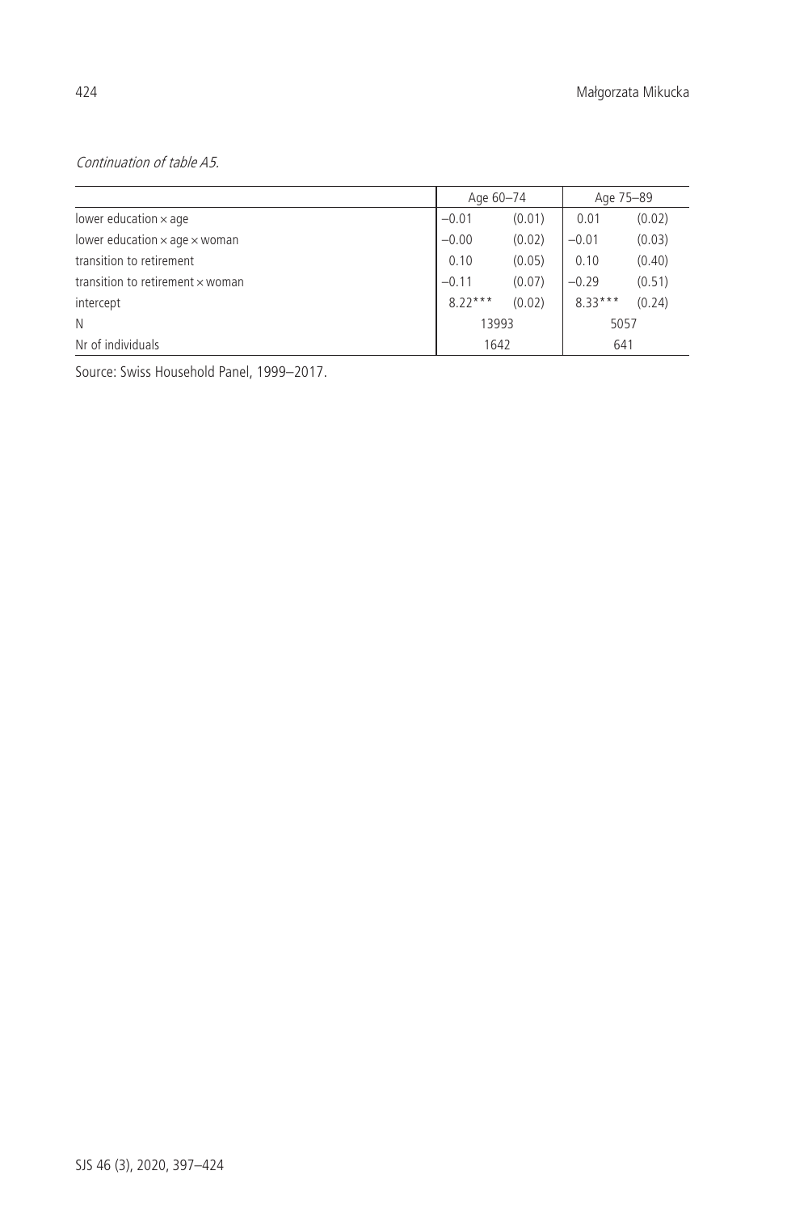*Continuation of table A5.*

| | Age 60–74 | | Age 75–89 | |
|---|---|---|---|---|
| lower education × age | −0.01 | (0.01) | 0.01 | (0.02) |
| lower education × age × woman | −0.00 | (0.02) | −0.01 | (0.03) |
| transition to retirement | 0.10 | (0.05) | 0.10 | (0.40) |
| transition to retirement × woman | −0.11 | (0.07) | −0.29 | (0.51) |
| intercept | 8.22*** | (0.02) | 8.33*** | (0.24) |
| N | 13993 | | 5057 | |
| Nr of individuals | 1642 | | 641 | |

Source: Swiss Household Panel, 1999–2017.